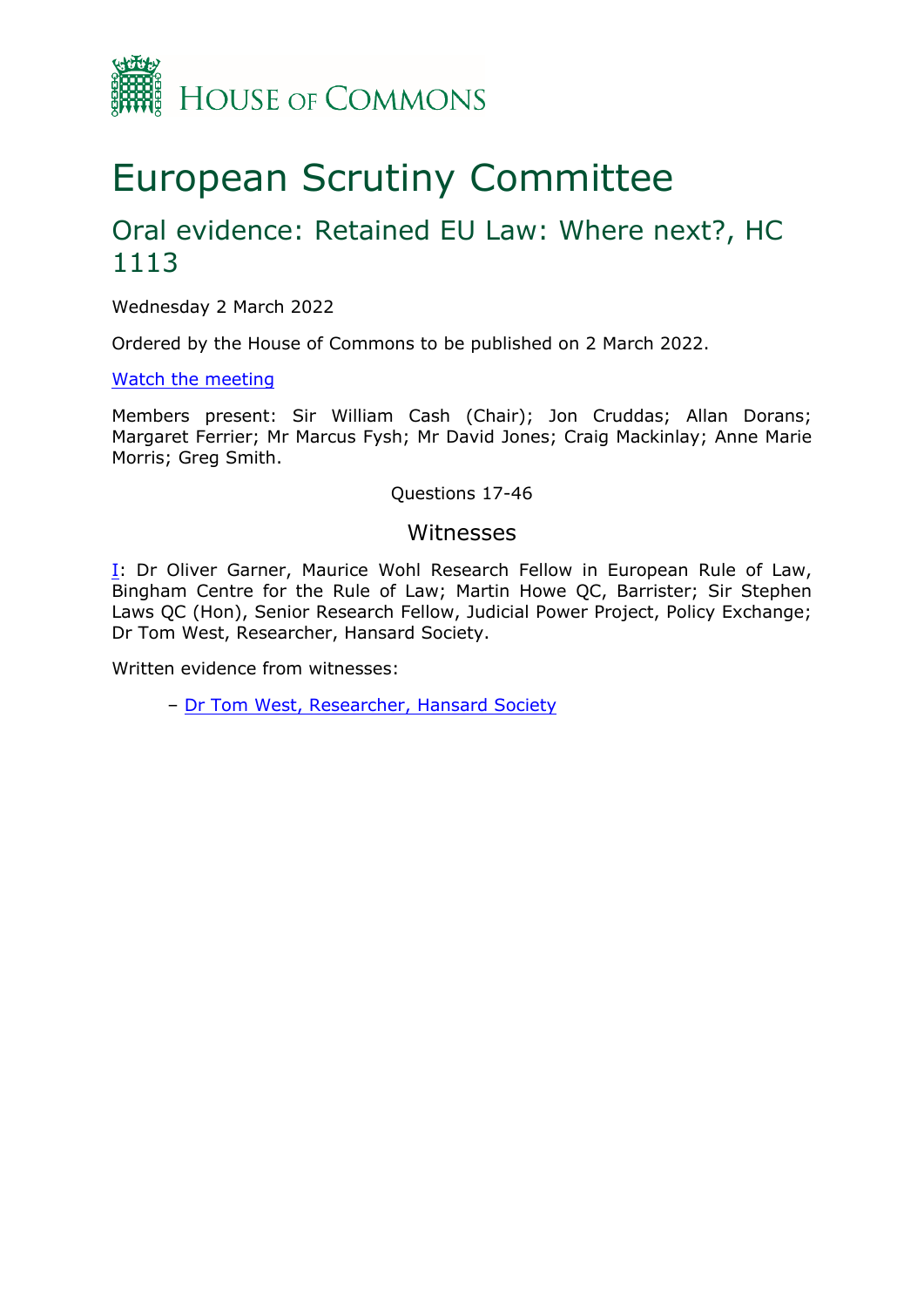House of Commons

# European Scrutiny Committee

## Oral evidence: Retained EU Law: Where next?, HC 1113

Wednesday 2 March 2022

Ordered by the House of Commons to be published on 2 March 2022.

[Watch the meeting](#)

Members present: Sir William Cash (Chair); Jon Cruddas; Allan Dorans; Margaret Ferrier; Mr Marcus Fysh; Mr David Jones; Craig Mackinlay; Anne Marie Morris; Greg Smith.

Questions 17-46

### Witnesses

[I](#): Dr Oliver Garner, Maurice Wohl Research Fellow in European Rule of Law, Bingham Centre for the Rule of Law; Martin Howe QC, Barrister; Sir Stephen Laws QC (Hon), Senior Research Fellow, Judicial Power Project, Policy Exchange; Dr Tom West, Researcher, Hansard Society.

Written evidence from witnesses:

– [Dr Tom West, Researcher, Hansard Society](#)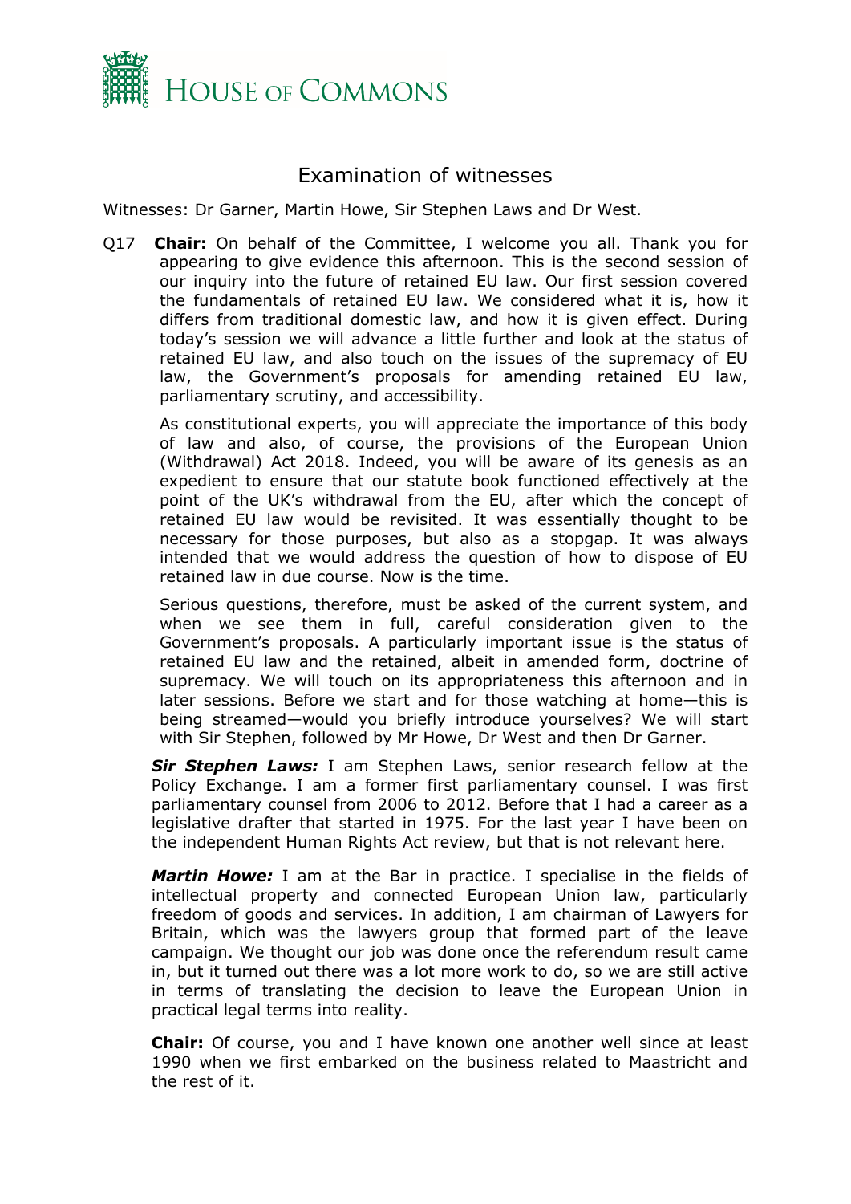# Examination of witnesses

Witnesses: Dr Garner, Martin Howe, Sir Stephen Laws and Dr West.

Q17 **Chair:** On behalf of the Committee, I welcome you all. Thank you for appearing to give evidence this afternoon. This is the second session of our inquiry into the future of retained EU law. Our first session covered the fundamentals of retained EU law. We considered what it is, how it differs from traditional domestic law, and how it is given effect. During today's session we will advance a little further and look at the status of retained EU law, and also touch on the issues of the supremacy of EU law, the Government's proposals for amending retained EU law, parliamentary scrutiny, and accessibility.

As constitutional experts, you will appreciate the importance of this body of law and also, of course, the provisions of the European Union (Withdrawal) Act 2018. Indeed, you will be aware of its genesis as an expedient to ensure that our statute book functioned effectively at the point of the UK's withdrawal from the EU, after which the concept of retained EU law would be revisited. It was essentially thought to be necessary for those purposes, but also as a stopgap. It was always intended that we would address the question of how to dispose of EU retained law in due course. Now is the time.

Serious questions, therefore, must be asked of the current system, and when we see them in full, careful consideration given to the Government's proposals. A particularly important issue is the status of retained EU law and the retained, albeit in amended form, doctrine of supremacy. We will touch on its appropriateness this afternoon and in later sessions. Before we start and for those watching at home—this is being streamed—would you briefly introduce yourselves? We will start with Sir Stephen, followed by Mr Howe, Dr West and then Dr Garner.

***Sir Stephen Laws:*** I am Stephen Laws, senior research fellow at the Policy Exchange. I am a former first parliamentary counsel. I was first parliamentary counsel from 2006 to 2012. Before that I had a career as a legislative drafter that started in 1975. For the last year I have been on the independent Human Rights Act review, but that is not relevant here.

***Martin Howe:*** I am at the Bar in practice. I specialise in the fields of intellectual property and connected European Union law, particularly freedom of goods and services. In addition, I am chairman of Lawyers for Britain, which was the lawyers group that formed part of the leave campaign. We thought our job was done once the referendum result came in, but it turned out there was a lot more work to do, so we are still active in terms of translating the decision to leave the European Union in practical legal terms into reality.

**Chair:** Of course, you and I have known one another well since at least 1990 when we first embarked on the business related to Maastricht and the rest of it.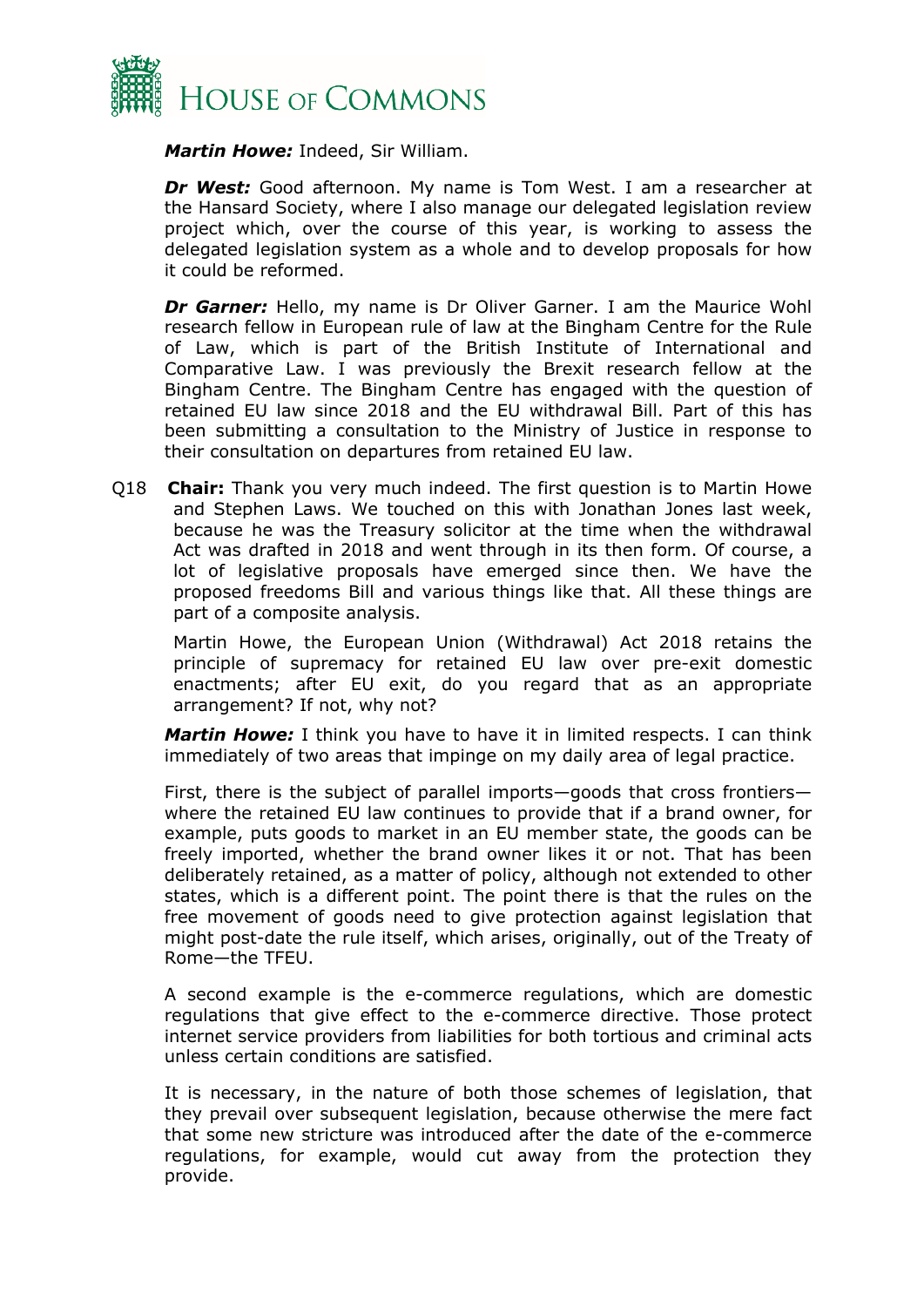***Martin Howe:*** Indeed, Sir William.

***Dr West:*** Good afternoon. My name is Tom West. I am a researcher at the Hansard Society, where I also manage our delegated legislation review project which, over the course of this year, is working to assess the delegated legislation system as a whole and to develop proposals for how it could be reformed.

***Dr Garner:*** Hello, my name is Dr Oliver Garner. I am the Maurice Wohl research fellow in European rule of law at the Bingham Centre for the Rule of Law, which is part of the British Institute of International and Comparative Law. I was previously the Brexit research fellow at the Bingham Centre. The Bingham Centre has engaged with the question of retained EU law since 2018 and the EU withdrawal Bill. Part of this has been submitting a consultation to the Ministry of Justice in response to their consultation on departures from retained EU law.

Q18 **Chair:** Thank you very much indeed. The first question is to Martin Howe and Stephen Laws. We touched on this with Jonathan Jones last week, because he was the Treasury solicitor at the time when the withdrawal Act was drafted in 2018 and went through in its then form. Of course, a lot of legislative proposals have emerged since then. We have the proposed freedoms Bill and various things like that. All these things are part of a composite analysis.

Martin Howe, the European Union (Withdrawal) Act 2018 retains the principle of supremacy for retained EU law over pre-exit domestic enactments; after EU exit, do you regard that as an appropriate arrangement? If not, why not?

***Martin Howe:*** I think you have to have it in limited respects. I can think immediately of two areas that impinge on my daily area of legal practice.

First, there is the subject of parallel imports—goods that cross frontiers—where the retained EU law continues to provide that if a brand owner, for example, puts goods to market in an EU member state, the goods can be freely imported, whether the brand owner likes it or not. That has been deliberately retained, as a matter of policy, although not extended to other states, which is a different point. The point there is that the rules on the free movement of goods need to give protection against legislation that might post-date the rule itself, which arises, originally, out of the Treaty of Rome—the TFEU.

A second example is the e-commerce regulations, which are domestic regulations that give effect to the e-commerce directive. Those protect internet service providers from liabilities for both tortious and criminal acts unless certain conditions are satisfied.

It is necessary, in the nature of both those schemes of legislation, that they prevail over subsequent legislation, because otherwise the mere fact that some new stricture was introduced after the date of the e-commerce regulations, for example, would cut away from the protection they provide.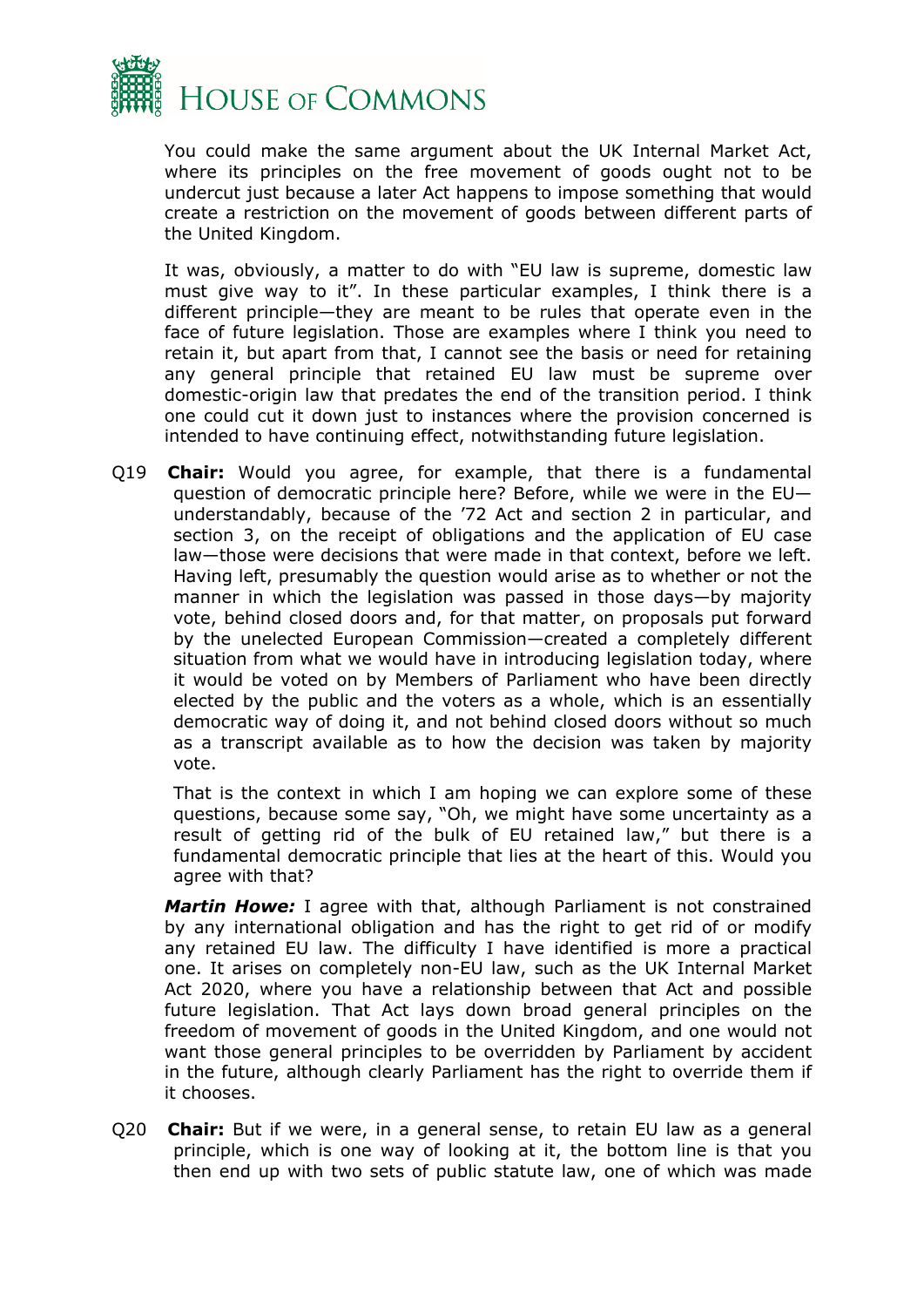You could make the same argument about the UK Internal Market Act, where its principles on the free movement of goods ought not to be undercut just because a later Act happens to impose something that would create a restriction on the movement of goods between different parts of the United Kingdom.

It was, obviously, a matter to do with "EU law is supreme, domestic law must give way to it". In these particular examples, I think there is a different principle—they are meant to be rules that operate even in the face of future legislation. Those are examples where I think you need to retain it, but apart from that, I cannot see the basis or need for retaining any general principle that retained EU law must be supreme over domestic-origin law that predates the end of the transition period. I think one could cut it down just to instances where the provision concerned is intended to have continuing effect, notwithstanding future legislation.

Q19 **Chair:** Would you agree, for example, that there is a fundamental question of democratic principle here? Before, while we were in the EU—understandably, because of the '72 Act and section 2 in particular, and section 3, on the receipt of obligations and the application of EU case law—those were decisions that were made in that context, before we left. Having left, presumably the question would arise as to whether or not the manner in which the legislation was passed in those days—by majority vote, behind closed doors and, for that matter, on proposals put forward by the unelected European Commission—created a completely different situation from what we would have in introducing legislation today, where it would be voted on by Members of Parliament who have been directly elected by the public and the voters as a whole, which is an essentially democratic way of doing it, and not behind closed doors without so much as a transcript available as to how the decision was taken by majority vote.

That is the context in which I am hoping we can explore some of these questions, because some say, "Oh, we might have some uncertainty as a result of getting rid of the bulk of EU retained law," but there is a fundamental democratic principle that lies at the heart of this. Would you agree with that?

***Martin Howe:*** I agree with that, although Parliament is not constrained by any international obligation and has the right to get rid of or modify any retained EU law. The difficulty I have identified is more a practical one. It arises on completely non-EU law, such as the UK Internal Market Act 2020, where you have a relationship between that Act and possible future legislation. That Act lays down broad general principles on the freedom of movement of goods in the United Kingdom, and one would not want those general principles to be overridden by Parliament by accident in the future, although clearly Parliament has the right to override them if it chooses.

Q20 **Chair:** But if we were, in a general sense, to retain EU law as a general principle, which is one way of looking at it, the bottom line is that you then end up with two sets of public statute law, one of which was made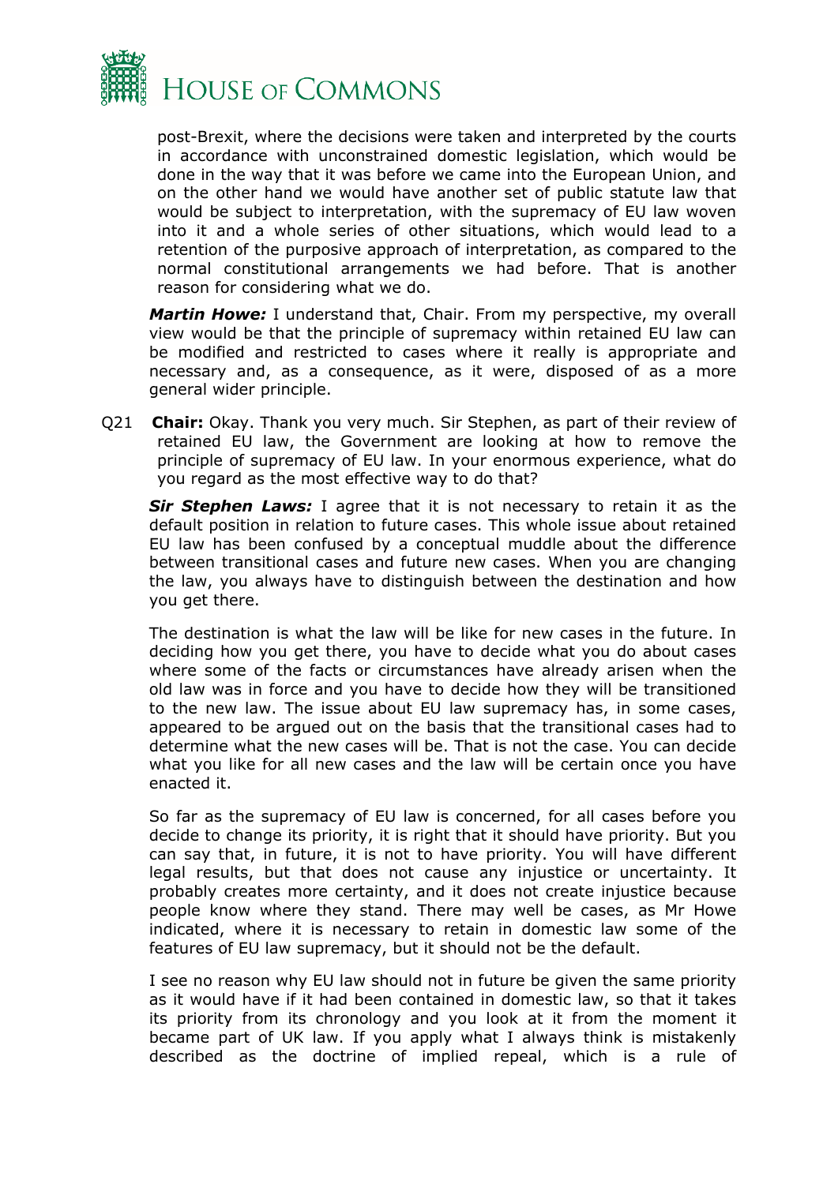post-Brexit, where the decisions were taken and interpreted by the courts in accordance with unconstrained domestic legislation, which would be done in the way that it was before we came into the European Union, and on the other hand we would have another set of public statute law that would be subject to interpretation, with the supremacy of EU law woven into it and a whole series of other situations, which would lead to a retention of the purposive approach of interpretation, as compared to the normal constitutional arrangements we had before. That is another reason for considering what we do.

***Martin Howe:*** I understand that, Chair. From my perspective, my overall view would be that the principle of supremacy within retained EU law can be modified and restricted to cases where it really is appropriate and necessary and, as a consequence, as it were, disposed of as a more general wider principle.

Q21 **Chair:** Okay. Thank you very much. Sir Stephen, as part of their review of retained EU law, the Government are looking at how to remove the principle of supremacy of EU law. In your enormous experience, what do you regard as the most effective way to do that?

***Sir Stephen Laws:*** I agree that it is not necessary to retain it as the default position in relation to future cases. This whole issue about retained EU law has been confused by a conceptual muddle about the difference between transitional cases and future new cases. When you are changing the law, you always have to distinguish between the destination and how you get there.

The destination is what the law will be like for new cases in the future. In deciding how you get there, you have to decide what you do about cases where some of the facts or circumstances have already arisen when the old law was in force and you have to decide how they will be transitioned to the new law. The issue about EU law supremacy has, in some cases, appeared to be argued out on the basis that the transitional cases had to determine what the new cases will be. That is not the case. You can decide what you like for all new cases and the law will be certain once you have enacted it.

So far as the supremacy of EU law is concerned, for all cases before you decide to change its priority, it is right that it should have priority. But you can say that, in future, it is not to have priority. You will have different legal results, but that does not cause any injustice or uncertainty. It probably creates more certainty, and it does not create injustice because people know where they stand. There may well be cases, as Mr Howe indicated, where it is necessary to retain in domestic law some of the features of EU law supremacy, but it should not be the default.

I see no reason why EU law should not in future be given the same priority as it would have if it had been contained in domestic law, so that it takes its priority from its chronology and you look at it from the moment it became part of UK law. If you apply what I always think is mistakenly described as the doctrine of implied repeal, which is a rule of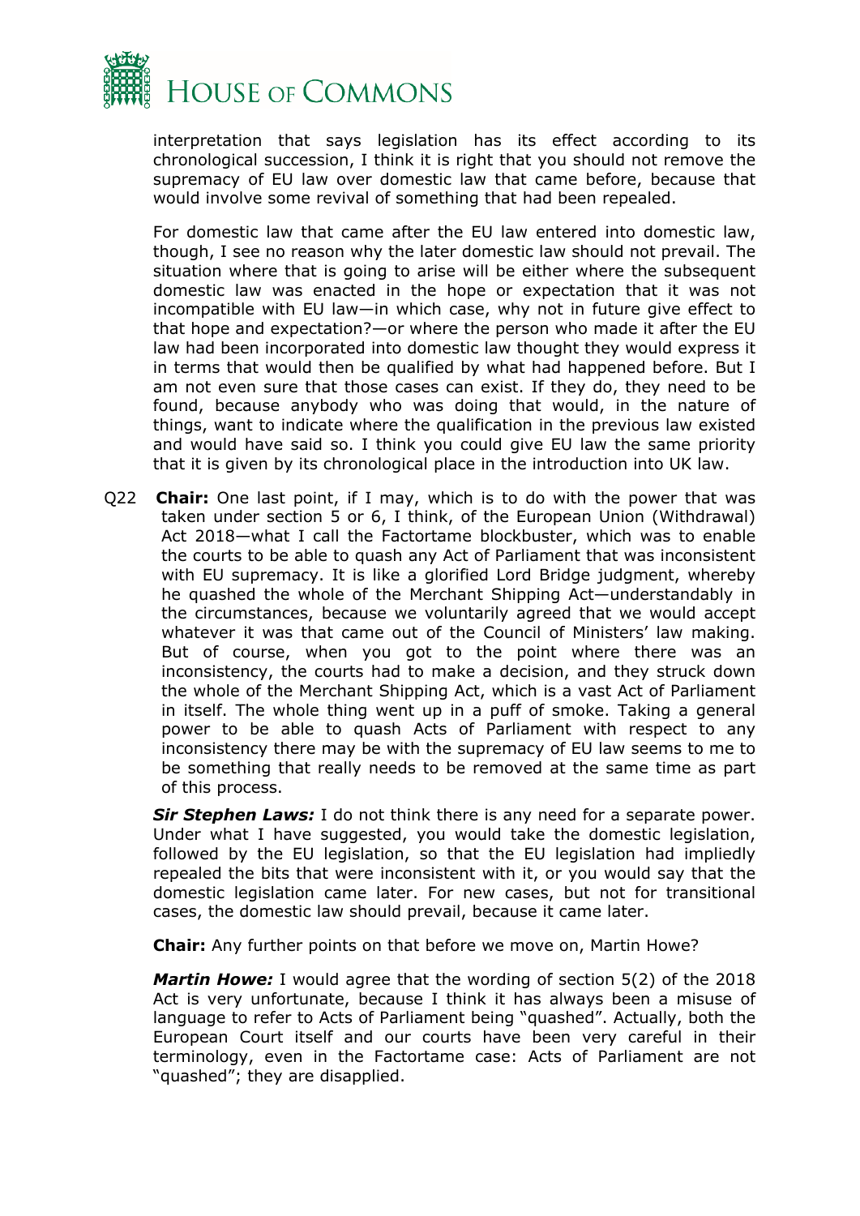interpretation that says legislation has its effect according to its chronological succession, I think it is right that you should not remove the supremacy of EU law over domestic law that came before, because that would involve some revival of something that had been repealed.

For domestic law that came after the EU law entered into domestic law, though, I see no reason why the later domestic law should not prevail. The situation where that is going to arise will be either where the subsequent domestic law was enacted in the hope or expectation that it was not incompatible with EU law—in which case, why not in future give effect to that hope and expectation?—or where the person who made it after the EU law had been incorporated into domestic law thought they would express it in terms that would then be qualified by what had happened before. But I am not even sure that those cases can exist. If they do, they need to be found, because anybody who was doing that would, in the nature of things, want to indicate where the qualification in the previous law existed and would have said so. I think you could give EU law the same priority that it is given by its chronological place in the introduction into UK law.

Q22 **Chair:** One last point, if I may, which is to do with the power that was taken under section 5 or 6, I think, of the European Union (Withdrawal) Act 2018—what I call the Factortame blockbuster, which was to enable the courts to be able to quash any Act of Parliament that was inconsistent with EU supremacy. It is like a glorified Lord Bridge judgment, whereby he quashed the whole of the Merchant Shipping Act—understandably in the circumstances, because we voluntarily agreed that we would accept whatever it was that came out of the Council of Ministers' law making. But of course, when you got to the point where there was an inconsistency, the courts had to make a decision, and they struck down the whole of the Merchant Shipping Act, which is a vast Act of Parliament in itself. The whole thing went up in a puff of smoke. Taking a general power to be able to quash Acts of Parliament with respect to any inconsistency there may be with the supremacy of EU law seems to me to be something that really needs to be removed at the same time as part of this process.

***Sir Stephen Laws:*** I do not think there is any need for a separate power. Under what I have suggested, you would take the domestic legislation, followed by the EU legislation, so that the EU legislation had impliedly repealed the bits that were inconsistent with it, or you would say that the domestic legislation came later. For new cases, but not for transitional cases, the domestic law should prevail, because it came later.

**Chair:** Any further points on that before we move on, Martin Howe?

***Martin Howe:*** I would agree that the wording of section 5(2) of the 2018 Act is very unfortunate, because I think it has always been a misuse of language to refer to Acts of Parliament being "quashed". Actually, both the European Court itself and our courts have been very careful in their terminology, even in the Factortame case: Acts of Parliament are not "quashed"; they are disapplied.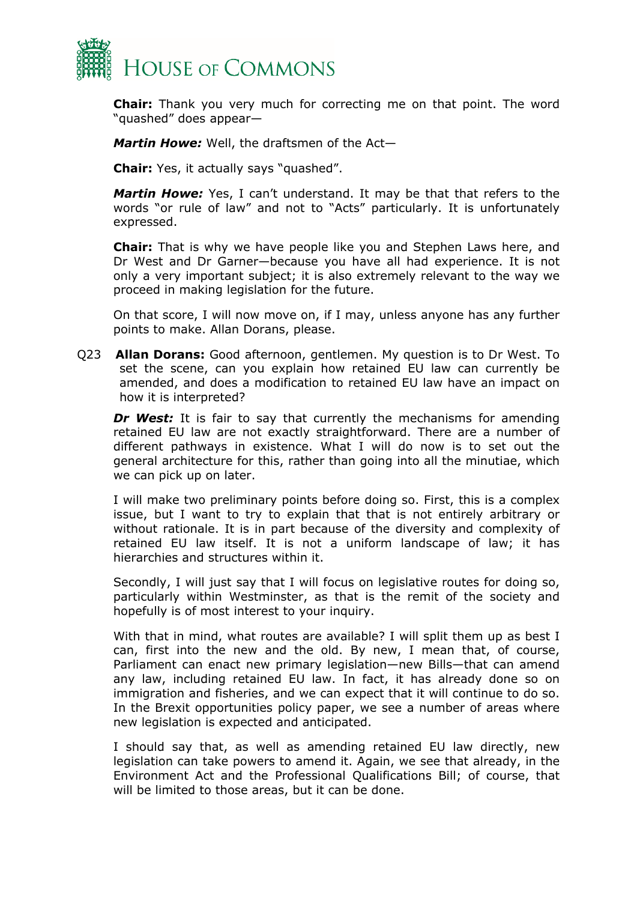**Chair:** Thank you very much for correcting me on that point. The word "quashed" does appear—

***Martin Howe:*** Well, the draftsmen of the Act—

**Chair:** Yes, it actually says "quashed".

***Martin Howe:*** Yes, I can't understand. It may be that that refers to the words "or rule of law" and not to "Acts" particularly. It is unfortunately expressed.

**Chair:** That is why we have people like you and Stephen Laws here, and Dr West and Dr Garner—because you have all had experience. It is not only a very important subject; it is also extremely relevant to the way we proceed in making legislation for the future.

On that score, I will now move on, if I may, unless anyone has any further points to make. Allan Dorans, please.

Q23 **Allan Dorans:** Good afternoon, gentlemen. My question is to Dr West. To set the scene, can you explain how retained EU law can currently be amended, and does a modification to retained EU law have an impact on how it is interpreted?

***Dr West:*** It is fair to say that currently the mechanisms for amending retained EU law are not exactly straightforward. There are a number of different pathways in existence. What I will do now is to set out the general architecture for this, rather than going into all the minutiae, which we can pick up on later.

I will make two preliminary points before doing so. First, this is a complex issue, but I want to try to explain that that is not entirely arbitrary or without rationale. It is in part because of the diversity and complexity of retained EU law itself. It is not a uniform landscape of law; it has hierarchies and structures within it.

Secondly, I will just say that I will focus on legislative routes for doing so, particularly within Westminster, as that is the remit of the society and hopefully is of most interest to your inquiry.

With that in mind, what routes are available? I will split them up as best I can, first into the new and the old. By new, I mean that, of course, Parliament can enact new primary legislation—new Bills—that can amend any law, including retained EU law. In fact, it has already done so on immigration and fisheries, and we can expect that it will continue to do so. In the Brexit opportunities policy paper, we see a number of areas where new legislation is expected and anticipated.

I should say that, as well as amending retained EU law directly, new legislation can take powers to amend it. Again, we see that already, in the Environment Act and the Professional Qualifications Bill; of course, that will be limited to those areas, but it can be done.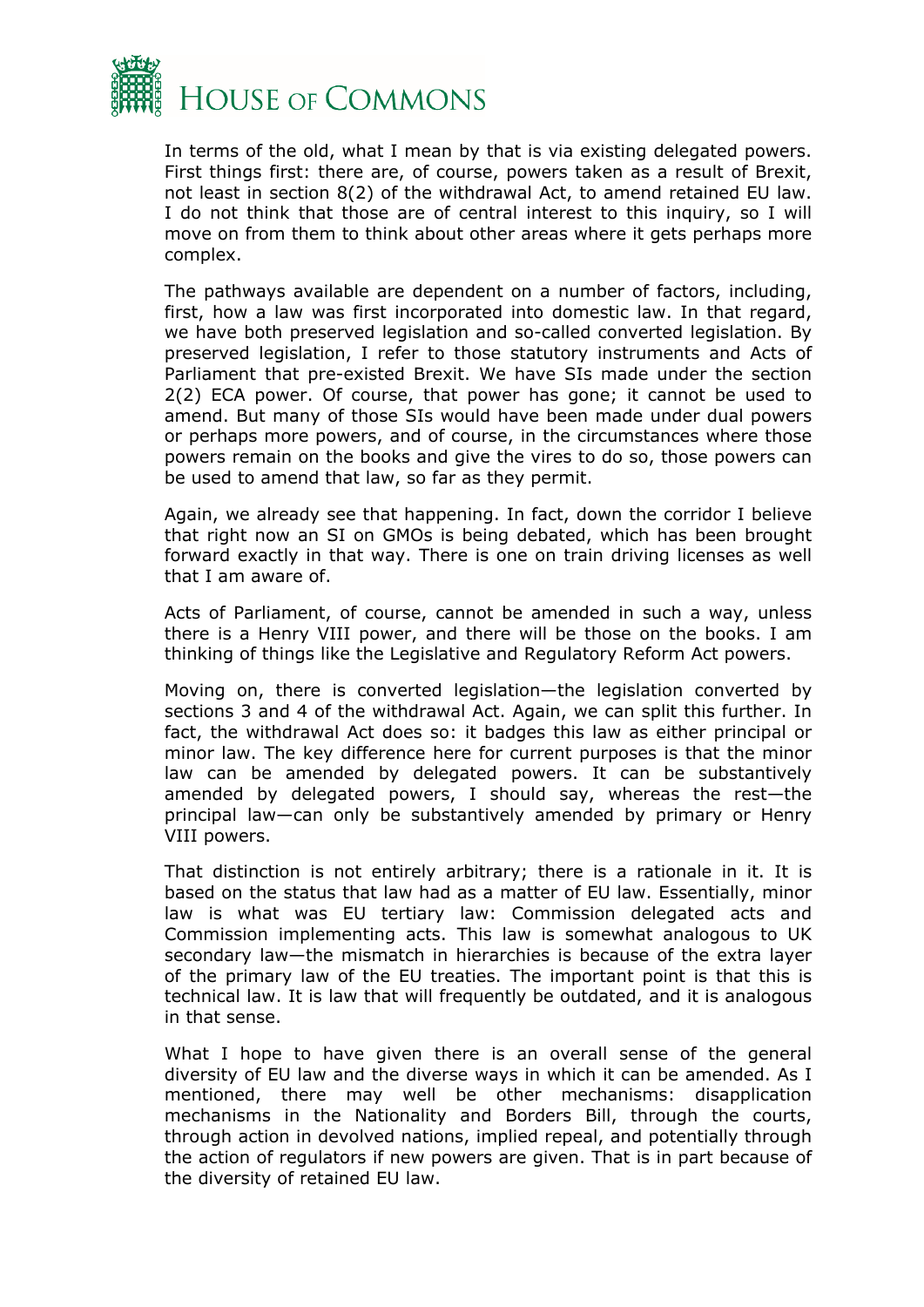In terms of the old, what I mean by that is via existing delegated powers. First things first: there are, of course, powers taken as a result of Brexit, not least in section 8(2) of the withdrawal Act, to amend retained EU law. I do not think that those are of central interest to this inquiry, so I will move on from them to think about other areas where it gets perhaps more complex.

The pathways available are dependent on a number of factors, including, first, how a law was first incorporated into domestic law. In that regard, we have both preserved legislation and so-called converted legislation. By preserved legislation, I refer to those statutory instruments and Acts of Parliament that pre-existed Brexit. We have SIs made under the section 2(2) ECA power. Of course, that power has gone; it cannot be used to amend. But many of those SIs would have been made under dual powers or perhaps more powers, and of course, in the circumstances where those powers remain on the books and give the vires to do so, those powers can be used to amend that law, so far as they permit.

Again, we already see that happening. In fact, down the corridor I believe that right now an SI on GMOs is being debated, which has been brought forward exactly in that way. There is one on train driving licenses as well that I am aware of.

Acts of Parliament, of course, cannot be amended in such a way, unless there is a Henry VIII power, and there will be those on the books. I am thinking of things like the Legislative and Regulatory Reform Act powers.

Moving on, there is converted legislation—the legislation converted by sections 3 and 4 of the withdrawal Act. Again, we can split this further. In fact, the withdrawal Act does so: it badges this law as either principal or minor law. The key difference here for current purposes is that the minor law can be amended by delegated powers. It can be substantively amended by delegated powers, I should say, whereas the rest—the principal law—can only be substantively amended by primary or Henry VIII powers.

That distinction is not entirely arbitrary; there is a rationale in it. It is based on the status that law had as a matter of EU law. Essentially, minor law is what was EU tertiary law: Commission delegated acts and Commission implementing acts. This law is somewhat analogous to UK secondary law—the mismatch in hierarchies is because of the extra layer of the primary law of the EU treaties. The important point is that this is technical law. It is law that will frequently be outdated, and it is analogous in that sense.

What I hope to have given there is an overall sense of the general diversity of EU law and the diverse ways in which it can be amended. As I mentioned, there may well be other mechanisms: disapplication mechanisms in the Nationality and Borders Bill, through the courts, through action in devolved nations, implied repeal, and potentially through the action of regulators if new powers are given. That is in part because of the diversity of retained EU law.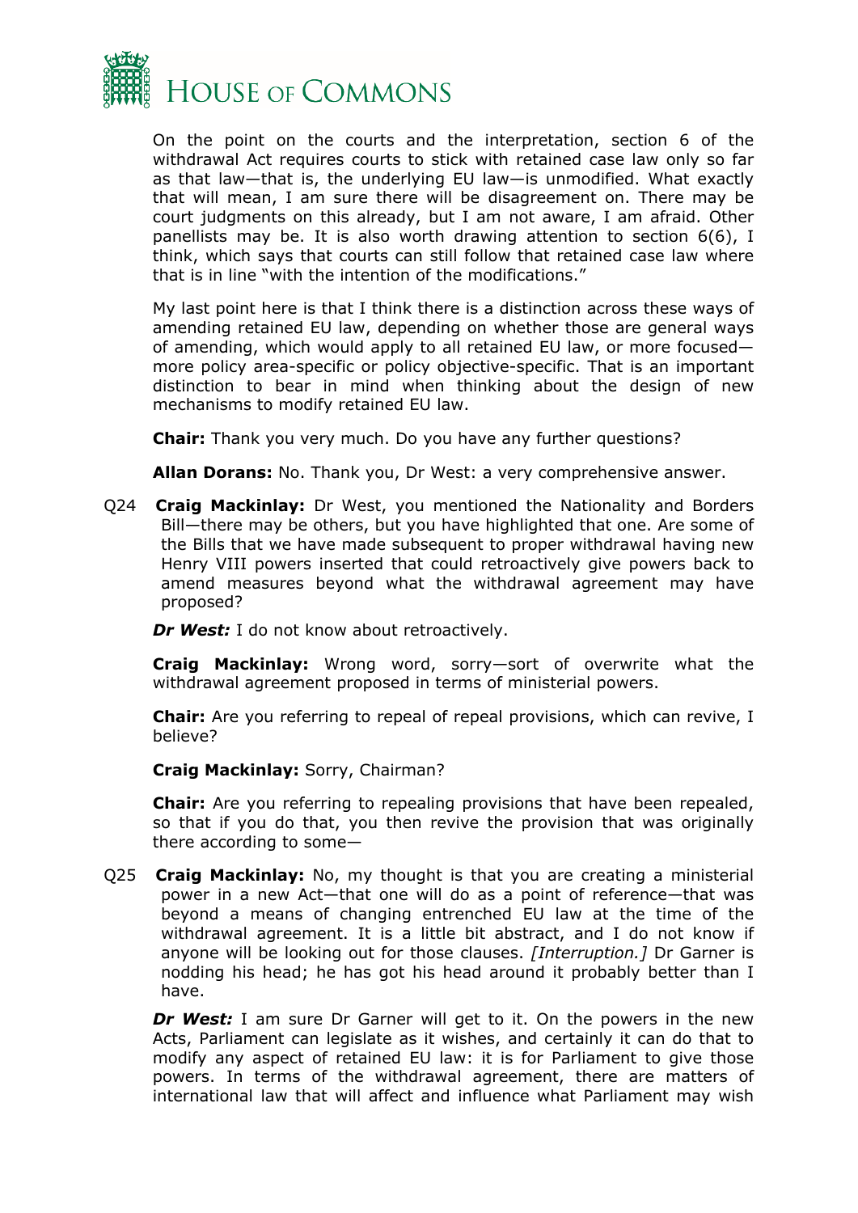On the point on the courts and the interpretation, section 6 of the withdrawal Act requires courts to stick with retained case law only so far as that law—that is, the underlying EU law—is unmodified. What exactly that will mean, I am sure there will be disagreement on. There may be court judgments on this already, but I am not aware, I am afraid. Other panellists may be. It is also worth drawing attention to section 6(6), I think, which says that courts can still follow that retained case law where that is in line "with the intention of the modifications."

My last point here is that I think there is a distinction across these ways of amending retained EU law, depending on whether those are general ways of amending, which would apply to all retained EU law, or more focused—more policy area-specific or policy objective-specific. That is an important distinction to bear in mind when thinking about the design of new mechanisms to modify retained EU law.

**Chair:** Thank you very much. Do you have any further questions?

**Allan Dorans:** No. Thank you, Dr West: a very comprehensive answer.

Q24 **Craig Mackinlay:** Dr West, you mentioned the Nationality and Borders Bill—there may be others, but you have highlighted that one. Are some of the Bills that we have made subsequent to proper withdrawal having new Henry VIII powers inserted that could retroactively give powers back to amend measures beyond what the withdrawal agreement may have proposed?

***Dr West:*** I do not know about retroactively.

**Craig Mackinlay:** Wrong word, sorry—sort of overwrite what the withdrawal agreement proposed in terms of ministerial powers.

**Chair:** Are you referring to repeal of repeal provisions, which can revive, I believe?

**Craig Mackinlay:** Sorry, Chairman?

**Chair:** Are you referring to repealing provisions that have been repealed, so that if you do that, you then revive the provision that was originally there according to some—

Q25 **Craig Mackinlay:** No, my thought is that you are creating a ministerial power in a new Act—that one will do as a point of reference—that was beyond a means of changing entrenched EU law at the time of the withdrawal agreement. It is a little bit abstract, and I do not know if anyone will be looking out for those clauses. *[Interruption.]* Dr Garner is nodding his head; he has got his head around it probably better than I have.

***Dr West:*** I am sure Dr Garner will get to it. On the powers in the new Acts, Parliament can legislate as it wishes, and certainly it can do that to modify any aspect of retained EU law: it is for Parliament to give those powers. In terms of the withdrawal agreement, there are matters of international law that will affect and influence what Parliament may wish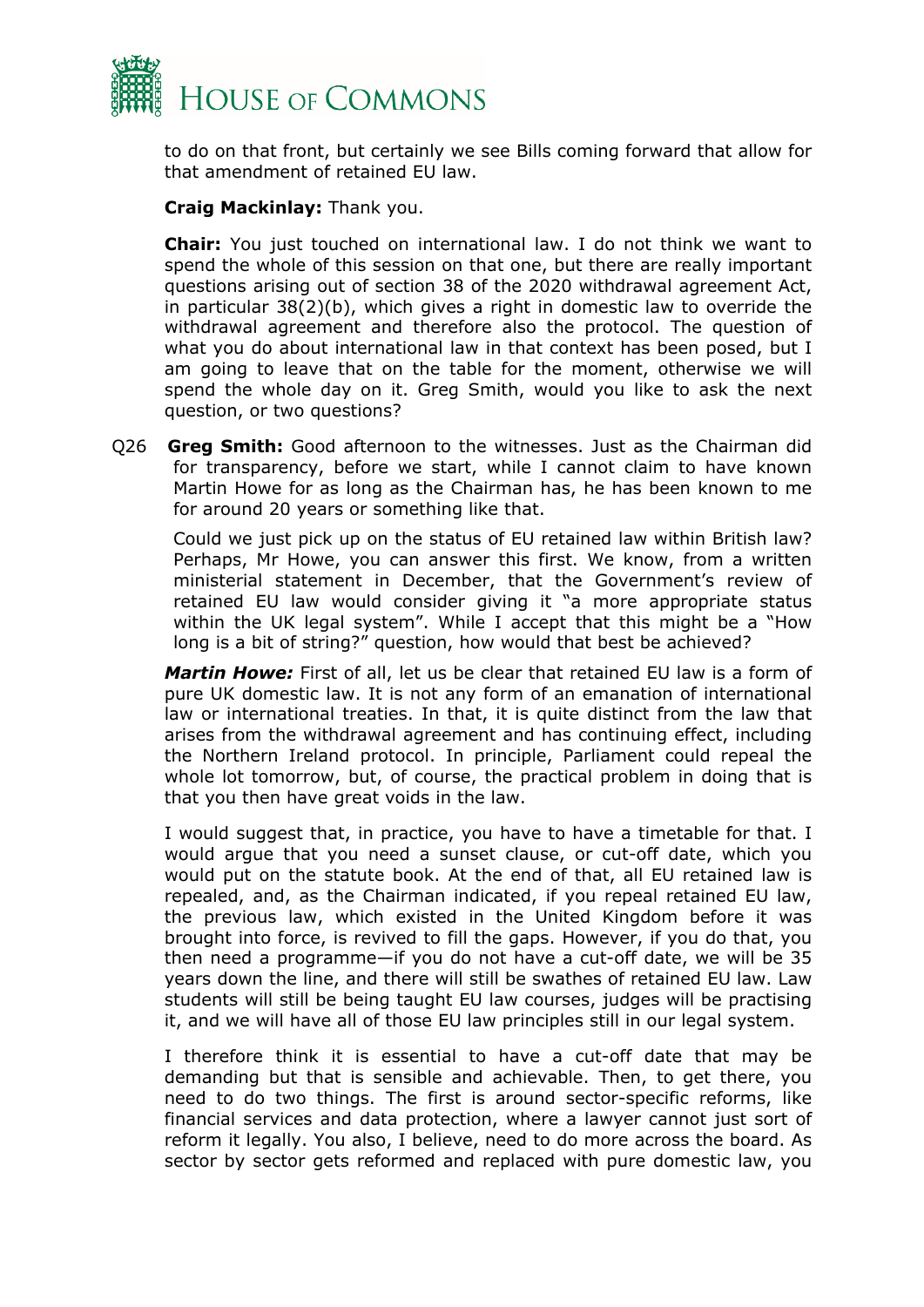to do on that front, but certainly we see Bills coming forward that allow for that amendment of retained EU law.

**Craig Mackinlay:** Thank you.

**Chair:** You just touched on international law. I do not think we want to spend the whole of this session on that one, but there are really important questions arising out of section 38 of the 2020 withdrawal agreement Act, in particular 38(2)(b), which gives a right in domestic law to override the withdrawal agreement and therefore also the protocol. The question of what you do about international law in that context has been posed, but I am going to leave that on the table for the moment, otherwise we will spend the whole day on it. Greg Smith, would you like to ask the next question, or two questions?

Q26 **Greg Smith:** Good afternoon to the witnesses. Just as the Chairman did for transparency, before we start, while I cannot claim to have known Martin Howe for as long as the Chairman has, he has been known to me for around 20 years or something like that.

Could we just pick up on the status of EU retained law within British law? Perhaps, Mr Howe, you can answer this first. We know, from a written ministerial statement in December, that the Government's review of retained EU law would consider giving it "a more appropriate status within the UK legal system". While I accept that this might be a "How long is a bit of string?" question, how would that best be achieved?

***Martin Howe:*** First of all, let us be clear that retained EU law is a form of pure UK domestic law. It is not any form of an emanation of international law or international treaties. In that, it is quite distinct from the law that arises from the withdrawal agreement and has continuing effect, including the Northern Ireland protocol. In principle, Parliament could repeal the whole lot tomorrow, but, of course, the practical problem in doing that is that you then have great voids in the law.

I would suggest that, in practice, you have to have a timetable for that. I would argue that you need a sunset clause, or cut-off date, which you would put on the statute book. At the end of that, all EU retained law is repealed, and, as the Chairman indicated, if you repeal retained EU law, the previous law, which existed in the United Kingdom before it was brought into force, is revived to fill the gaps. However, if you do that, you then need a programme—if you do not have a cut-off date, we will be 35 years down the line, and there will still be swathes of retained EU law. Law students will still be being taught EU law courses, judges will be practising it, and we will have all of those EU law principles still in our legal system.

I therefore think it is essential to have a cut-off date that may be demanding but that is sensible and achievable. Then, to get there, you need to do two things. The first is around sector-specific reforms, like financial services and data protection, where a lawyer cannot just sort of reform it legally. You also, I believe, need to do more across the board. As sector by sector gets reformed and replaced with pure domestic law, you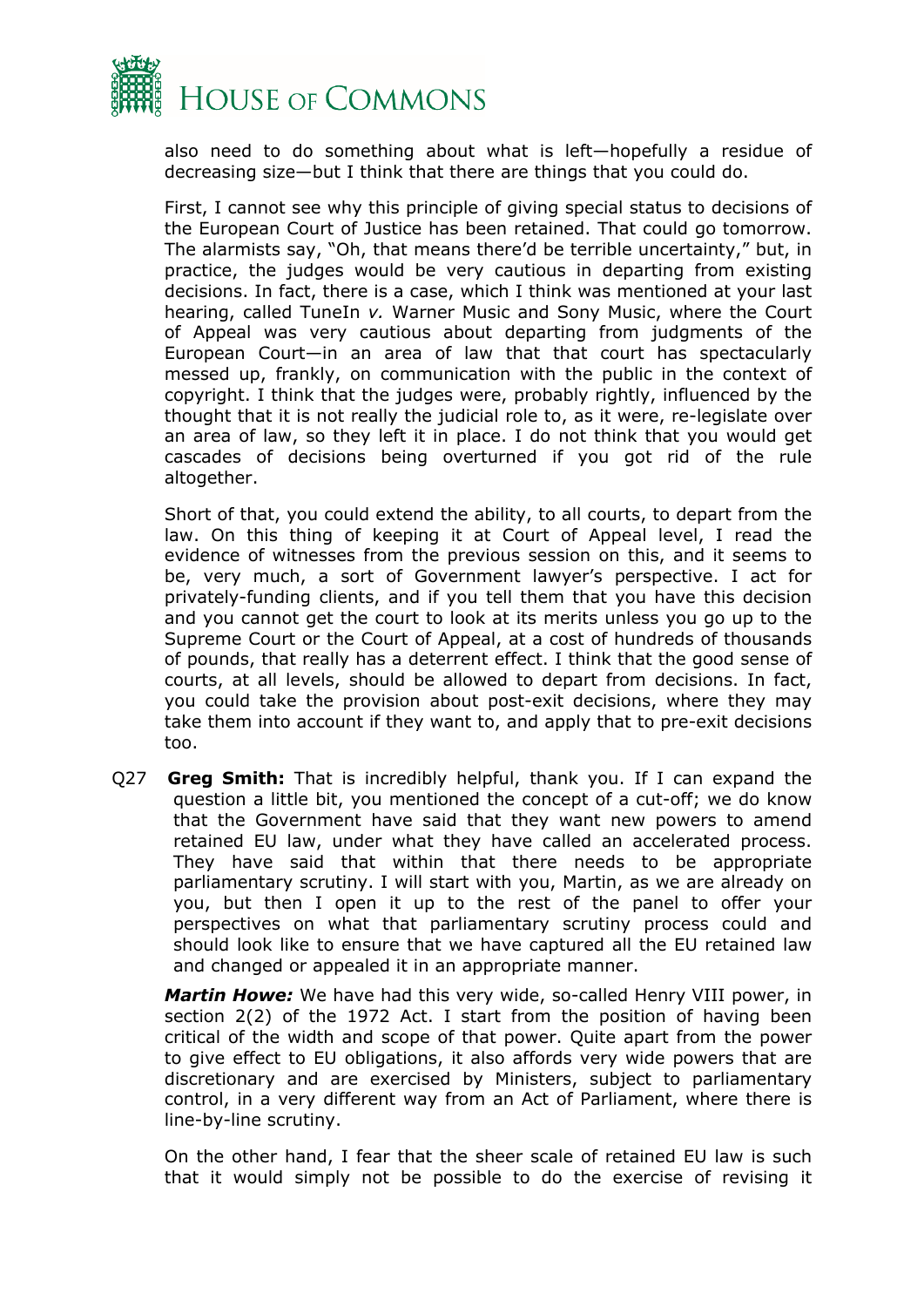also need to do something about what is left—hopefully a residue of decreasing size—but I think that there are things that you could do.

First, I cannot see why this principle of giving special status to decisions of the European Court of Justice has been retained. That could go tomorrow. The alarmists say, "Oh, that means there'd be terrible uncertainty," but, in practice, the judges would be very cautious in departing from existing decisions. In fact, there is a case, which I think was mentioned at your last hearing, called TuneIn *v.* Warner Music and Sony Music, where the Court of Appeal was very cautious about departing from judgments of the European Court—in an area of law that that court has spectacularly messed up, frankly, on communication with the public in the context of copyright. I think that the judges were, probably rightly, influenced by the thought that it is not really the judicial role to, as it were, re-legislate over an area of law, so they left it in place. I do not think that you would get cascades of decisions being overturned if you got rid of the rule altogether.

Short of that, you could extend the ability, to all courts, to depart from the law. On this thing of keeping it at Court of Appeal level, I read the evidence of witnesses from the previous session on this, and it seems to be, very much, a sort of Government lawyer's perspective. I act for privately-funding clients, and if you tell them that you have this decision and you cannot get the court to look at its merits unless you go up to the Supreme Court or the Court of Appeal, at a cost of hundreds of thousands of pounds, that really has a deterrent effect. I think that the good sense of courts, at all levels, should be allowed to depart from decisions. In fact, you could take the provision about post-exit decisions, where they may take them into account if they want to, and apply that to pre-exit decisions too.

Q27 **Greg Smith:** That is incredibly helpful, thank you. If I can expand the question a little bit, you mentioned the concept of a cut-off; we do know that the Government have said that they want new powers to amend retained EU law, under what they have called an accelerated process. They have said that within that there needs to be appropriate parliamentary scrutiny. I will start with you, Martin, as we are already on you, but then I open it up to the rest of the panel to offer your perspectives on what that parliamentary scrutiny process could and should look like to ensure that we have captured all the EU retained law and changed or appealed it in an appropriate manner.

***Martin Howe:*** We have had this very wide, so-called Henry VIII power, in section 2(2) of the 1972 Act. I start from the position of having been critical of the width and scope of that power. Quite apart from the power to give effect to EU obligations, it also affords very wide powers that are discretionary and are exercised by Ministers, subject to parliamentary control, in a very different way from an Act of Parliament, where there is line-by-line scrutiny.

On the other hand, I fear that the sheer scale of retained EU law is such that it would simply not be possible to do the exercise of revising it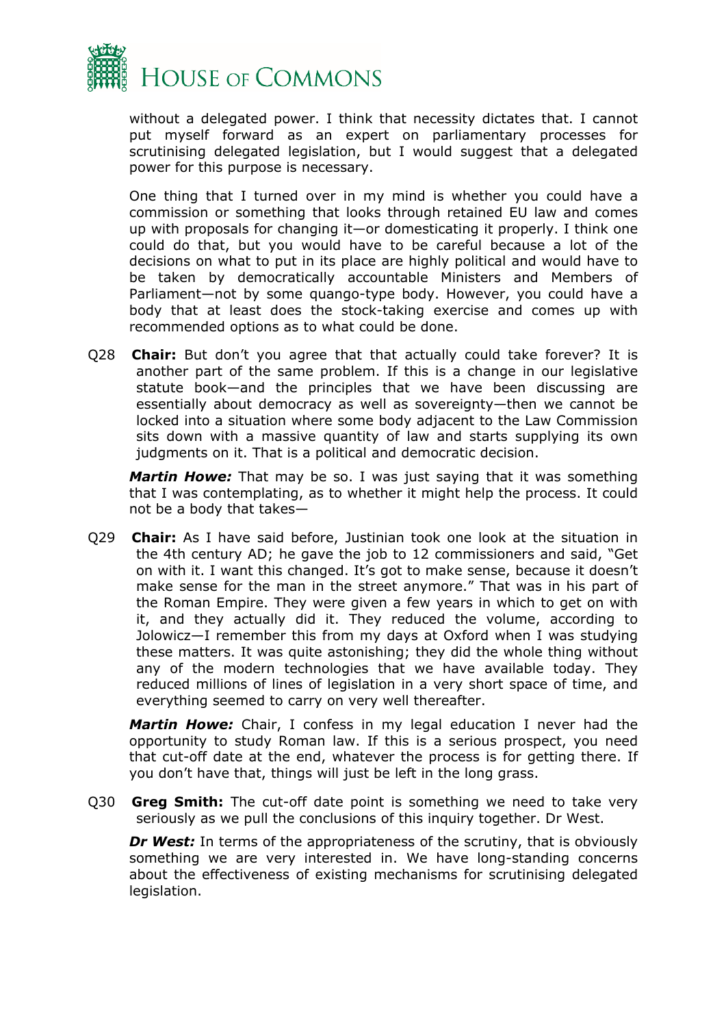without a delegated power. I think that necessity dictates that. I cannot put myself forward as an expert on parliamentary processes for scrutinising delegated legislation, but I would suggest that a delegated power for this purpose is necessary.

One thing that I turned over in my mind is whether you could have a commission or something that looks through retained EU law and comes up with proposals for changing it—or domesticating it properly. I think one could do that, but you would have to be careful because a lot of the decisions on what to put in its place are highly political and would have to be taken by democratically accountable Ministers and Members of Parliament—not by some quango-type body. However, you could have a body that at least does the stock-taking exercise and comes up with recommended options as to what could be done.

Q28 **Chair:** But don't you agree that that actually could take forever? It is another part of the same problem. If this is a change in our legislative statute book—and the principles that we have been discussing are essentially about democracy as well as sovereignty—then we cannot be locked into a situation where some body adjacent to the Law Commission sits down with a massive quantity of law and starts supplying its own judgments on it. That is a political and democratic decision.

***Martin Howe:*** That may be so. I was just saying that it was something that I was contemplating, as to whether it might help the process. It could not be a body that takes—

Q29 **Chair:** As I have said before, Justinian took one look at the situation in the 4th century AD; he gave the job to 12 commissioners and said, "Get on with it. I want this changed. It's got to make sense, because it doesn't make sense for the man in the street anymore." That was in his part of the Roman Empire. They were given a few years in which to get on with it, and they actually did it. They reduced the volume, according to Jolowicz—I remember this from my days at Oxford when I was studying these matters. It was quite astonishing; they did the whole thing without any of the modern technologies that we have available today. They reduced millions of lines of legislation in a very short space of time, and everything seemed to carry on very well thereafter.

***Martin Howe:*** Chair, I confess in my legal education I never had the opportunity to study Roman law. If this is a serious prospect, you need that cut-off date at the end, whatever the process is for getting there. If you don't have that, things will just be left in the long grass.

Q30 **Greg Smith:** The cut-off date point is something we need to take very seriously as we pull the conclusions of this inquiry together. Dr West.

***Dr West:*** In terms of the appropriateness of the scrutiny, that is obviously something we are very interested in. We have long-standing concerns about the effectiveness of existing mechanisms for scrutinising delegated legislation.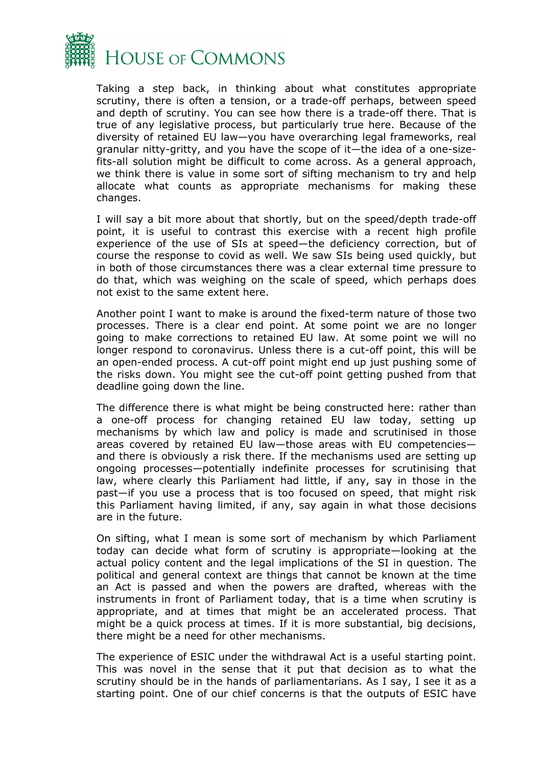Taking a step back, in thinking about what constitutes appropriate scrutiny, there is often a tension, or a trade-off perhaps, between speed and depth of scrutiny. You can see how there is a trade-off there. That is true of any legislative process, but particularly true here. Because of the diversity of retained EU law—you have overarching legal frameworks, real granular nitty-gritty, and you have the scope of it—the idea of a one-size-fits-all solution might be difficult to come across. As a general approach, we think there is value in some sort of sifting mechanism to try and help allocate what counts as appropriate mechanisms for making these changes.

I will say a bit more about that shortly, but on the speed/depth trade-off point, it is useful to contrast this exercise with a recent high profile experience of the use of SIs at speed—the deficiency correction, but of course the response to covid as well. We saw SIs being used quickly, but in both of those circumstances there was a clear external time pressure to do that, which was weighing on the scale of speed, which perhaps does not exist to the same extent here.

Another point I want to make is around the fixed-term nature of those two processes. There is a clear end point. At some point we are no longer going to make corrections to retained EU law. At some point we will no longer respond to coronavirus. Unless there is a cut-off point, this will be an open-ended process. A cut-off point might end up just pushing some of the risks down. You might see the cut-off point getting pushed from that deadline going down the line.

The difference there is what might be being constructed here: rather than a one-off process for changing retained EU law today, setting up mechanisms by which law and policy is made and scrutinised in those areas covered by retained EU law—those areas with EU competencies—and there is obviously a risk there. If the mechanisms used are setting up ongoing processes—potentially indefinite processes for scrutinising that law, where clearly this Parliament had little, if any, say in those in the past—if you use a process that is too focused on speed, that might risk this Parliament having limited, if any, say again in what those decisions are in the future.

On sifting, what I mean is some sort of mechanism by which Parliament today can decide what form of scrutiny is appropriate—looking at the actual policy content and the legal implications of the SI in question. The political and general context are things that cannot be known at the time an Act is passed and when the powers are drafted, whereas with the instruments in front of Parliament today, that is a time when scrutiny is appropriate, and at times that might be an accelerated process. That might be a quick process at times. If it is more substantial, big decisions, there might be a need for other mechanisms.

The experience of ESIC under the withdrawal Act is a useful starting point. This was novel in the sense that it put that decision as to what the scrutiny should be in the hands of parliamentarians. As I say, I see it as a starting point. One of our chief concerns is that the outputs of ESIC have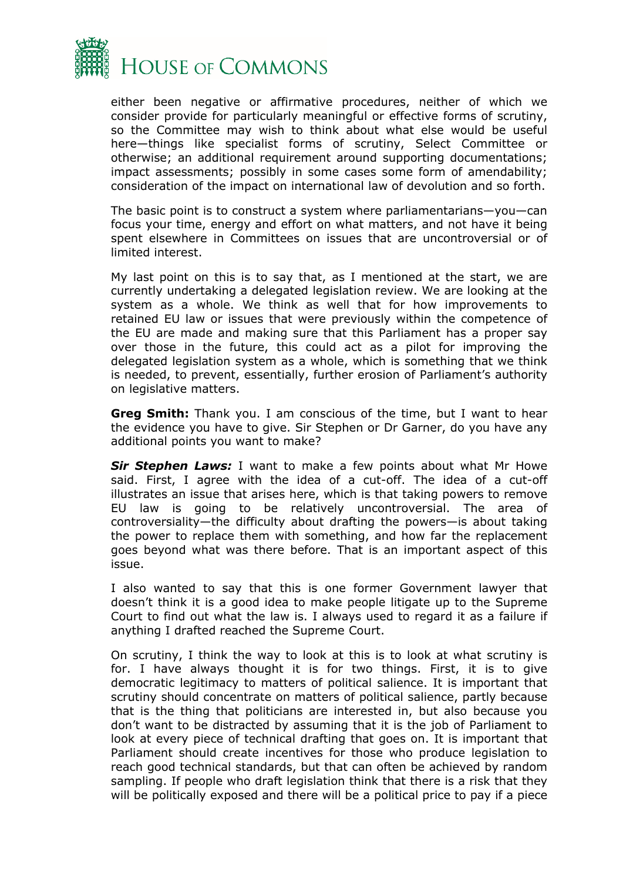either been negative or affirmative procedures, neither of which we consider provide for particularly meaningful or effective forms of scrutiny, so the Committee may wish to think about what else would be useful here—things like specialist forms of scrutiny, Select Committee or otherwise; an additional requirement around supporting documentations; impact assessments; possibly in some cases some form of amendability; consideration of the impact on international law of devolution and so forth.

The basic point is to construct a system where parliamentarians—you—can focus your time, energy and effort on what matters, and not have it being spent elsewhere in Committees on issues that are uncontroversial or of limited interest.

My last point on this is to say that, as I mentioned at the start, we are currently undertaking a delegated legislation review. We are looking at the system as a whole. We think as well that for how improvements to retained EU law or issues that were previously within the competence of the EU are made and making sure that this Parliament has a proper say over those in the future, this could act as a pilot for improving the delegated legislation system as a whole, which is something that we think is needed, to prevent, essentially, further erosion of Parliament's authority on legislative matters.

**Greg Smith:** Thank you. I am conscious of the time, but I want to hear the evidence you have to give. Sir Stephen or Dr Garner, do you have any additional points you want to make?

***Sir Stephen Laws:*** I want to make a few points about what Mr Howe said. First, I agree with the idea of a cut-off. The idea of a cut-off illustrates an issue that arises here, which is that taking powers to remove EU law is going to be relatively uncontroversial. The area of controversiality—the difficulty about drafting the powers—is about taking the power to replace them with something, and how far the replacement goes beyond what was there before. That is an important aspect of this issue.

I also wanted to say that this is one former Government lawyer that doesn't think it is a good idea to make people litigate up to the Supreme Court to find out what the law is. I always used to regard it as a failure if anything I drafted reached the Supreme Court.

On scrutiny, I think the way to look at this is to look at what scrutiny is for. I have always thought it is for two things. First, it is to give democratic legitimacy to matters of political salience. It is important that scrutiny should concentrate on matters of political salience, partly because that is the thing that politicians are interested in, but also because you don't want to be distracted by assuming that it is the job of Parliament to look at every piece of technical drafting that goes on. It is important that Parliament should create incentives for those who produce legislation to reach good technical standards, but that can often be achieved by random sampling. If people who draft legislation think that there is a risk that they will be politically exposed and there will be a political price to pay if a piece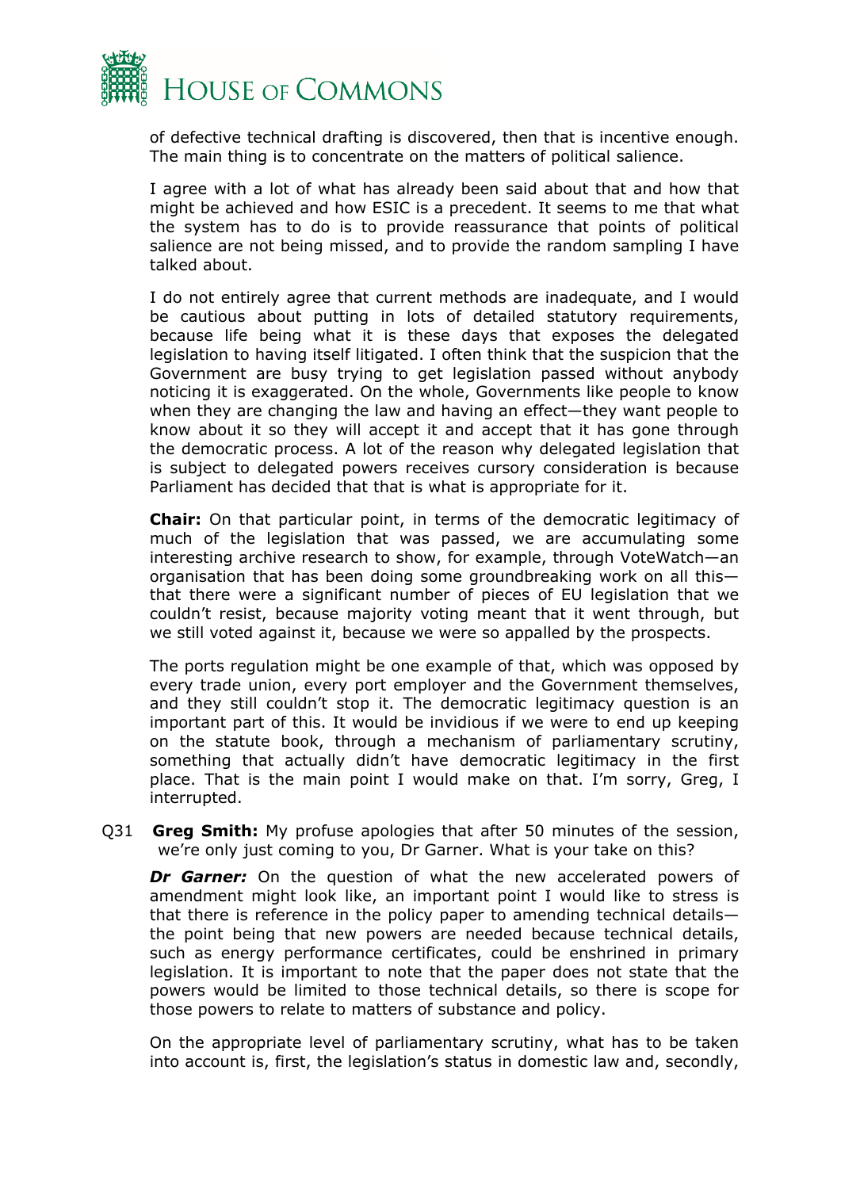of defective technical drafting is discovered, then that is incentive enough. The main thing is to concentrate on the matters of political salience.

I agree with a lot of what has already been said about that and how that might be achieved and how ESIC is a precedent. It seems to me that what the system has to do is to provide reassurance that points of political salience are not being missed, and to provide the random sampling I have talked about.

I do not entirely agree that current methods are inadequate, and I would be cautious about putting in lots of detailed statutory requirements, because life being what it is these days that exposes the delegated legislation to having itself litigated. I often think that the suspicion that the Government are busy trying to get legislation passed without anybody noticing it is exaggerated. On the whole, Governments like people to know when they are changing the law and having an effect—they want people to know about it so they will accept it and accept that it has gone through the democratic process. A lot of the reason why delegated legislation that is subject to delegated powers receives cursory consideration is because Parliament has decided that that is what is appropriate for it.

**Chair:** On that particular point, in terms of the democratic legitimacy of much of the legislation that was passed, we are accumulating some interesting archive research to show, for example, through VoteWatch—an organisation that has been doing some groundbreaking work on all this—that there were a significant number of pieces of EU legislation that we couldn't resist, because majority voting meant that it went through, but we still voted against it, because we were so appalled by the prospects.

The ports regulation might be one example of that, which was opposed by every trade union, every port employer and the Government themselves, and they still couldn't stop it. The democratic legitimacy question is an important part of this. It would be invidious if we were to end up keeping on the statute book, through a mechanism of parliamentary scrutiny, something that actually didn't have democratic legitimacy in the first place. That is the main point I would make on that. I'm sorry, Greg, I interrupted.

Q31 **Greg Smith:** My profuse apologies that after 50 minutes of the session, we're only just coming to you, Dr Garner. What is your take on this?

***Dr Garner:*** On the question of what the new accelerated powers of amendment might look like, an important point I would like to stress is that there is reference in the policy paper to amending technical details—the point being that new powers are needed because technical details, such as energy performance certificates, could be enshrined in primary legislation. It is important to note that the paper does not state that the powers would be limited to those technical details, so there is scope for those powers to relate to matters of substance and policy.

On the appropriate level of parliamentary scrutiny, what has to be taken into account is, first, the legislation's status in domestic law and, secondly,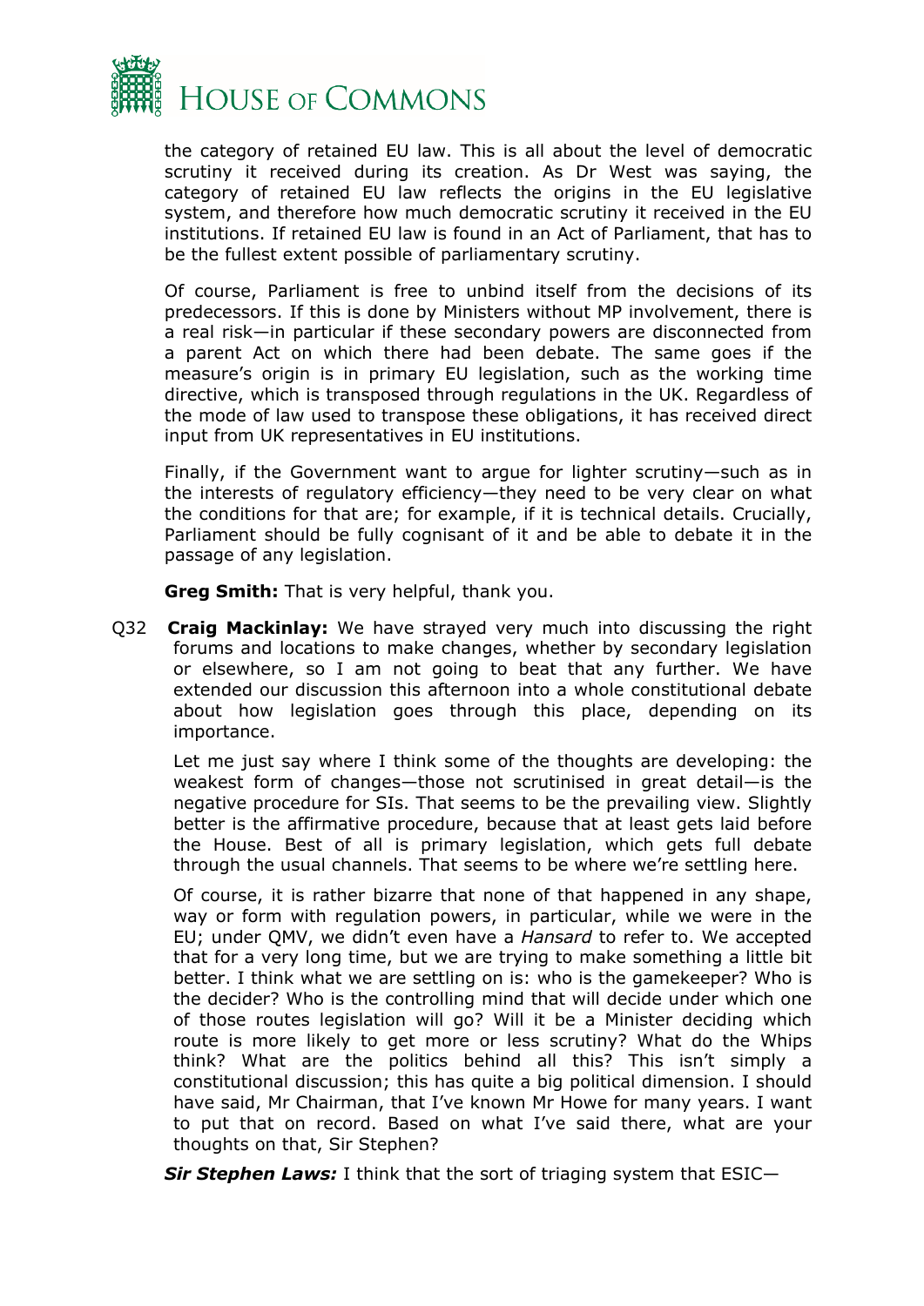the category of retained EU law. This is all about the level of democratic scrutiny it received during its creation. As Dr West was saying, the category of retained EU law reflects the origins in the EU legislative system, and therefore how much democratic scrutiny it received in the EU institutions. If retained EU law is found in an Act of Parliament, that has to be the fullest extent possible of parliamentary scrutiny.

Of course, Parliament is free to unbind itself from the decisions of its predecessors. If this is done by Ministers without MP involvement, there is a real risk—in particular if these secondary powers are disconnected from a parent Act on which there had been debate. The same goes if the measure's origin is in primary EU legislation, such as the working time directive, which is transposed through regulations in the UK. Regardless of the mode of law used to transpose these obligations, it has received direct input from UK representatives in EU institutions.

Finally, if the Government want to argue for lighter scrutiny—such as in the interests of regulatory efficiency—they need to be very clear on what the conditions for that are; for example, if it is technical details. Crucially, Parliament should be fully cognisant of it and be able to debate it in the passage of any legislation.

**Greg Smith:** That is very helpful, thank you.

Q32 **Craig Mackinlay:** We have strayed very much into discussing the right forums and locations to make changes, whether by secondary legislation or elsewhere, so I am not going to beat that any further. We have extended our discussion this afternoon into a whole constitutional debate about how legislation goes through this place, depending on its importance.

Let me just say where I think some of the thoughts are developing: the weakest form of changes—those not scrutinised in great detail—is the negative procedure for SIs. That seems to be the prevailing view. Slightly better is the affirmative procedure, because that at least gets laid before the House. Best of all is primary legislation, which gets full debate through the usual channels. That seems to be where we're settling here.

Of course, it is rather bizarre that none of that happened in any shape, way or form with regulation powers, in particular, while we were in the EU; under QMV, we didn't even have a *Hansard* to refer to. We accepted that for a very long time, but we are trying to make something a little bit better. I think what we are settling on is: who is the gamekeeper? Who is the decider? Who is the controlling mind that will decide under which one of those routes legislation will go? Will it be a Minister deciding which route is more likely to get more or less scrutiny? What do the Whips think? What are the politics behind all this? This isn't simply a constitutional discussion; this has quite a big political dimension. I should have said, Mr Chairman, that I've known Mr Howe for many years. I want to put that on record. Based on what I've said there, what are your thoughts on that, Sir Stephen?

***Sir Stephen Laws:*** I think that the sort of triaging system that ESIC—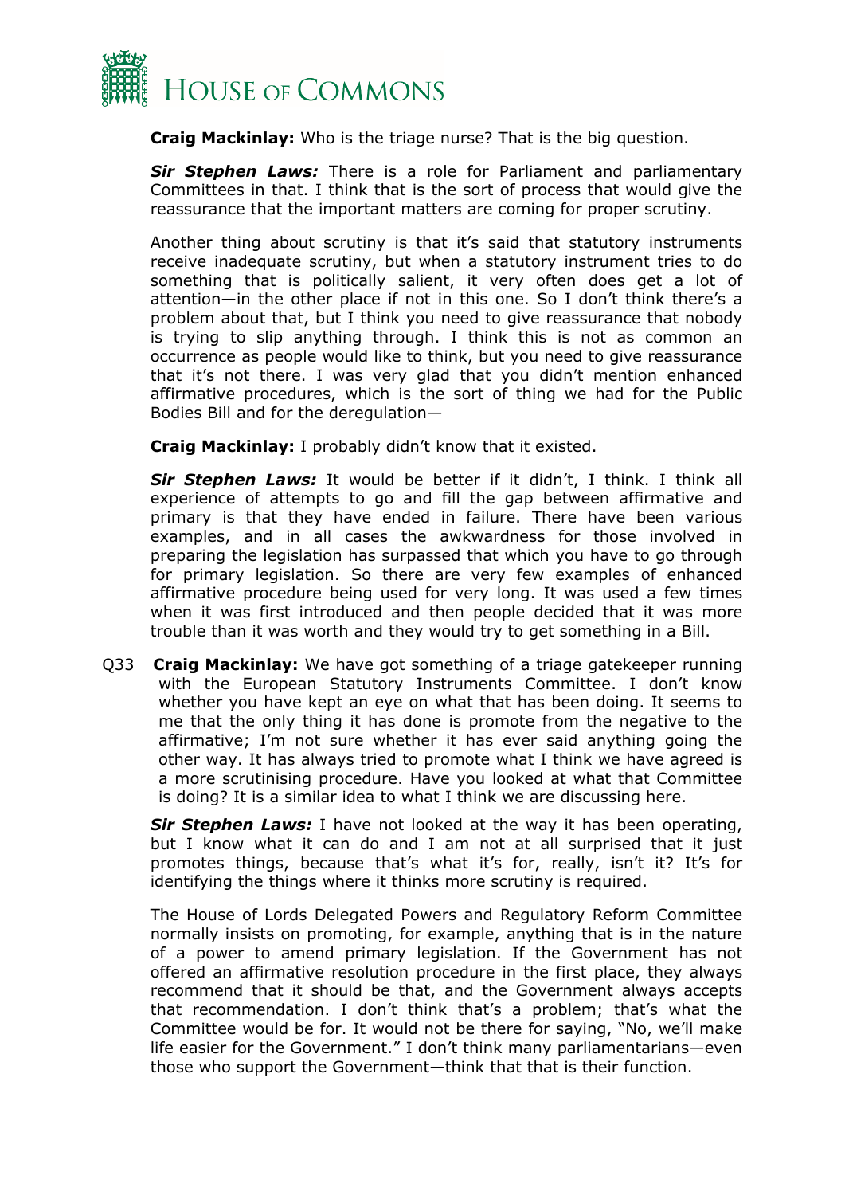**Craig Mackinlay:** Who is the triage nurse? That is the big question.

***Sir Stephen Laws:*** There is a role for Parliament and parliamentary Committees in that. I think that is the sort of process that would give the reassurance that the important matters are coming for proper scrutiny.

Another thing about scrutiny is that it's said that statutory instruments receive inadequate scrutiny, but when a statutory instrument tries to do something that is politically salient, it very often does get a lot of attention—in the other place if not in this one. So I don't think there's a problem about that, but I think you need to give reassurance that nobody is trying to slip anything through. I think this is not as common an occurrence as people would like to think, but you need to give reassurance that it's not there. I was very glad that you didn't mention enhanced affirmative procedures, which is the sort of thing we had for the Public Bodies Bill and for the deregulation—

**Craig Mackinlay:** I probably didn't know that it existed.

***Sir Stephen Laws:*** It would be better if it didn't, I think. I think all experience of attempts to go and fill the gap between affirmative and primary is that they have ended in failure. There have been various examples, and in all cases the awkwardness for those involved in preparing the legislation has surpassed that which you have to go through for primary legislation. So there are very few examples of enhanced affirmative procedure being used for very long. It was used a few times when it was first introduced and then people decided that it was more trouble than it was worth and they would try to get something in a Bill.

Q33 **Craig Mackinlay:** We have got something of a triage gatekeeper running with the European Statutory Instruments Committee. I don't know whether you have kept an eye on what that has been doing. It seems to me that the only thing it has done is promote from the negative to the affirmative; I'm not sure whether it has ever said anything going the other way. It has always tried to promote what I think we have agreed is a more scrutinising procedure. Have you looked at what that Committee is doing? It is a similar idea to what I think we are discussing here.

***Sir Stephen Laws:*** I have not looked at the way it has been operating, but I know what it can do and I am not at all surprised that it just promotes things, because that's what it's for, really, isn't it? It's for identifying the things where it thinks more scrutiny is required.

The House of Lords Delegated Powers and Regulatory Reform Committee normally insists on promoting, for example, anything that is in the nature of a power to amend primary legislation. If the Government has not offered an affirmative resolution procedure in the first place, they always recommend that it should be that, and the Government always accepts that recommendation. I don't think that's a problem; that's what the Committee would be for. It would not be there for saying, "No, we'll make life easier for the Government." I don't think many parliamentarians—even those who support the Government—think that that is their function.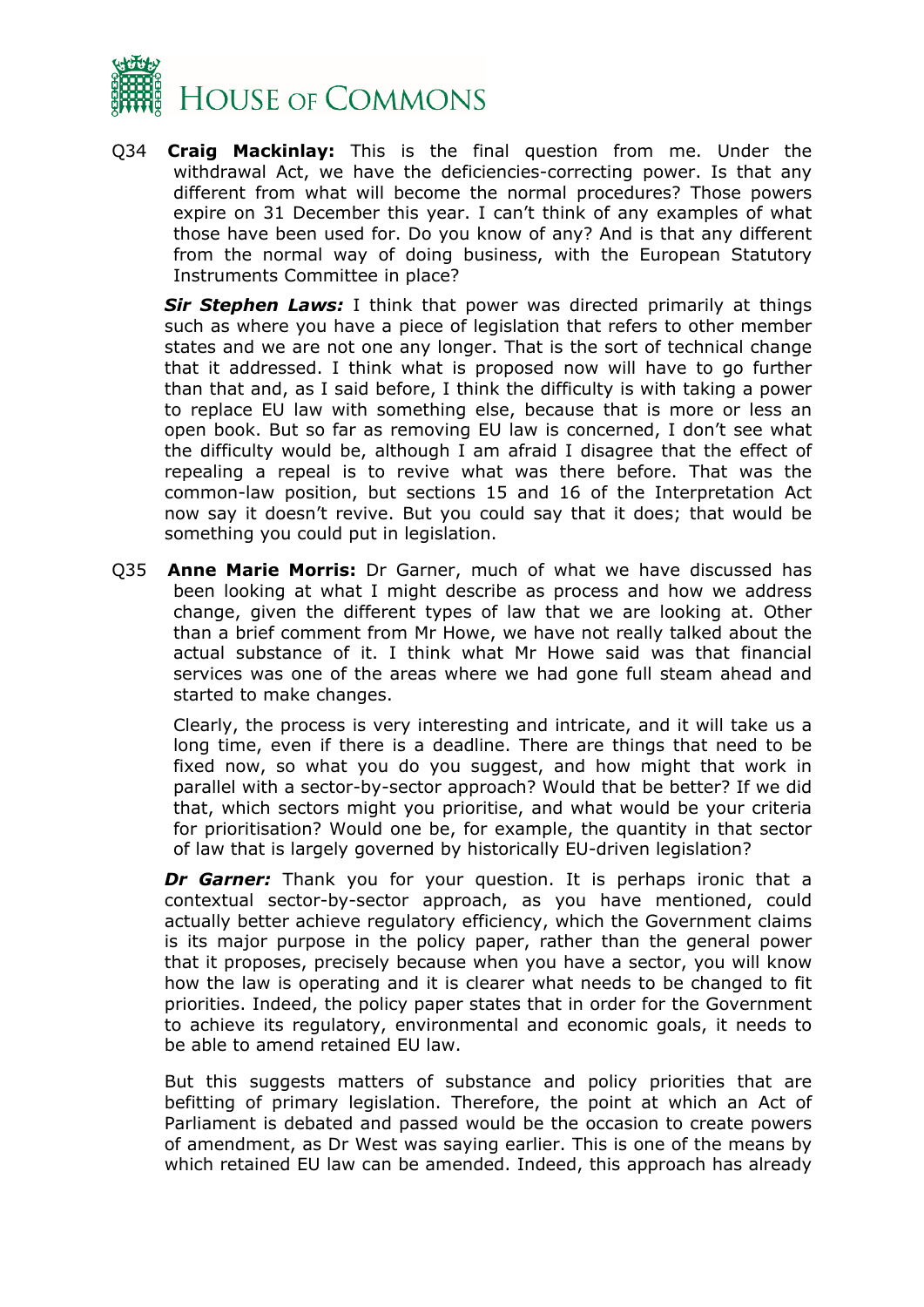Q34 **Craig Mackinlay:** This is the final question from me. Under the withdrawal Act, we have the deficiencies-correcting power. Is that any different from what will become the normal procedures? Those powers expire on 31 December this year. I can't think of any examples of what those have been used for. Do you know of any? And is that any different from the normal way of doing business, with the European Statutory Instruments Committee in place?

***Sir Stephen Laws:*** I think that power was directed primarily at things such as where you have a piece of legislation that refers to other member states and we are not one any longer. That is the sort of technical change that it addressed. I think what is proposed now will have to go further than that and, as I said before, I think the difficulty is with taking a power to replace EU law with something else, because that is more or less an open book. But so far as removing EU law is concerned, I don't see what the difficulty would be, although I am afraid I disagree that the effect of repealing a repeal is to revive what was there before. That was the common-law position, but sections 15 and 16 of the Interpretation Act now say it doesn't revive. But you could say that it does; that would be something you could put in legislation.

Q35 **Anne Marie Morris:** Dr Garner, much of what we have discussed has been looking at what I might describe as process and how we address change, given the different types of law that we are looking at. Other than a brief comment from Mr Howe, we have not really talked about the actual substance of it. I think what Mr Howe said was that financial services was one of the areas where we had gone full steam ahead and started to make changes.

Clearly, the process is very interesting and intricate, and it will take us a long time, even if there is a deadline. There are things that need to be fixed now, so what you do you suggest, and how might that work in parallel with a sector-by-sector approach? Would that be better? If we did that, which sectors might you prioritise, and what would be your criteria for prioritisation? Would one be, for example, the quantity in that sector of law that is largely governed by historically EU-driven legislation?

***Dr Garner:*** Thank you for your question. It is perhaps ironic that a contextual sector-by-sector approach, as you have mentioned, could actually better achieve regulatory efficiency, which the Government claims is its major purpose in the policy paper, rather than the general power that it proposes, precisely because when you have a sector, you will know how the law is operating and it is clearer what needs to be changed to fit priorities. Indeed, the policy paper states that in order for the Government to achieve its regulatory, environmental and economic goals, it needs to be able to amend retained EU law.

But this suggests matters of substance and policy priorities that are befitting of primary legislation. Therefore, the point at which an Act of Parliament is debated and passed would be the occasion to create powers of amendment, as Dr West was saying earlier. This is one of the means by which retained EU law can be amended. Indeed, this approach has already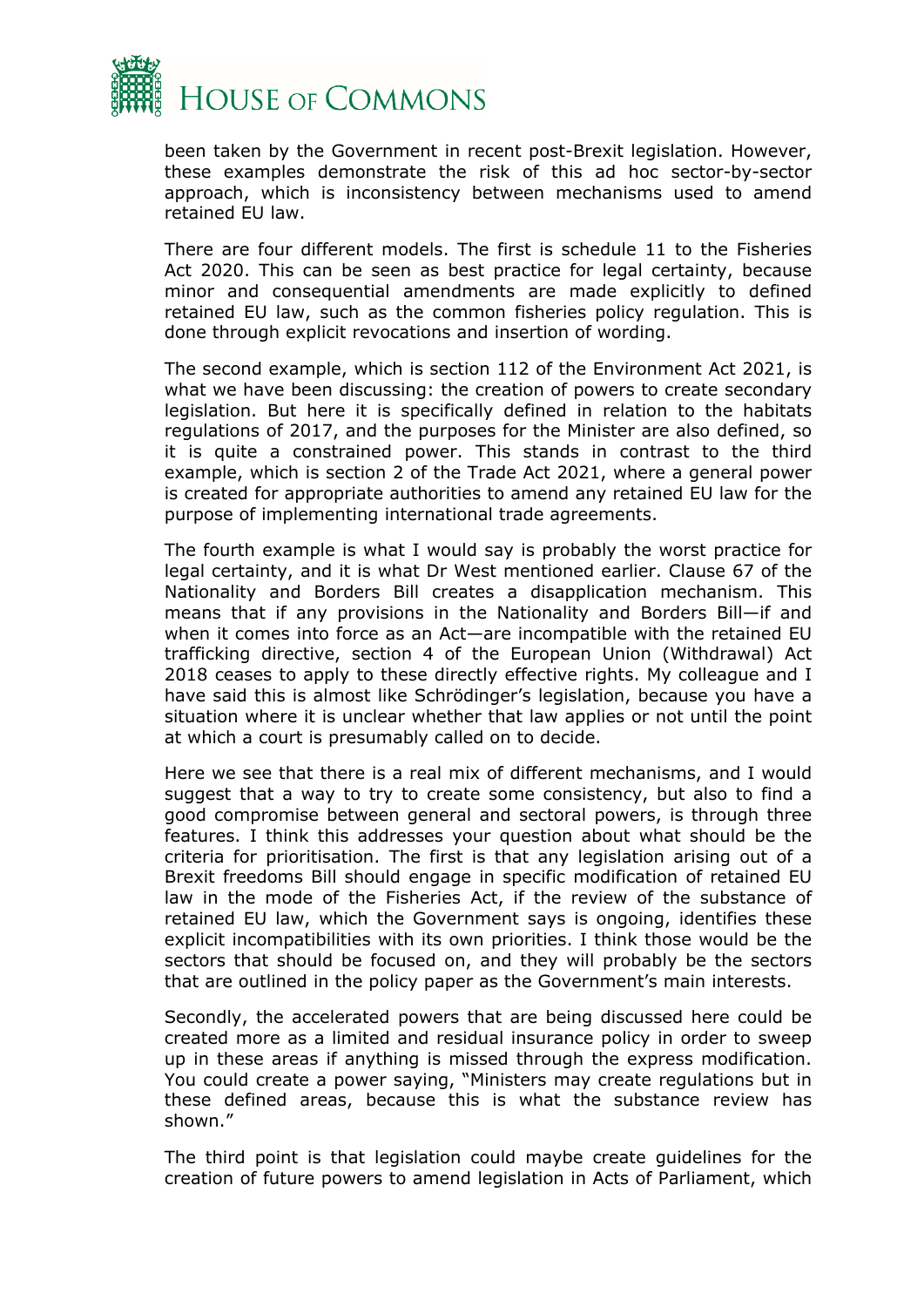been taken by the Government in recent post-Brexit legislation. However, these examples demonstrate the risk of this ad hoc sector-by-sector approach, which is inconsistency between mechanisms used to amend retained EU law.

There are four different models. The first is schedule 11 to the Fisheries Act 2020. This can be seen as best practice for legal certainty, because minor and consequential amendments are made explicitly to defined retained EU law, such as the common fisheries policy regulation. This is done through explicit revocations and insertion of wording.

The second example, which is section 112 of the Environment Act 2021, is what we have been discussing: the creation of powers to create secondary legislation. But here it is specifically defined in relation to the habitats regulations of 2017, and the purposes for the Minister are also defined, so it is quite a constrained power. This stands in contrast to the third example, which is section 2 of the Trade Act 2021, where a general power is created for appropriate authorities to amend any retained EU law for the purpose of implementing international trade agreements.

The fourth example is what I would say is probably the worst practice for legal certainty, and it is what Dr West mentioned earlier. Clause 67 of the Nationality and Borders Bill creates a disapplication mechanism. This means that if any provisions in the Nationality and Borders Bill—if and when it comes into force as an Act—are incompatible with the retained EU trafficking directive, section 4 of the European Union (Withdrawal) Act 2018 ceases to apply to these directly effective rights. My colleague and I have said this is almost like Schrödinger's legislation, because you have a situation where it is unclear whether that law applies or not until the point at which a court is presumably called on to decide.

Here we see that there is a real mix of different mechanisms, and I would suggest that a way to try to create some consistency, but also to find a good compromise between general and sectoral powers, is through three features. I think this addresses your question about what should be the criteria for prioritisation. The first is that any legislation arising out of a Brexit freedoms Bill should engage in specific modification of retained EU law in the mode of the Fisheries Act, if the review of the substance of retained EU law, which the Government says is ongoing, identifies these explicit incompatibilities with its own priorities. I think those would be the sectors that should be focused on, and they will probably be the sectors that are outlined in the policy paper as the Government's main interests.

Secondly, the accelerated powers that are being discussed here could be created more as a limited and residual insurance policy in order to sweep up in these areas if anything is missed through the express modification. You could create a power saying, "Ministers may create regulations but in these defined areas, because this is what the substance review has shown."

The third point is that legislation could maybe create guidelines for the creation of future powers to amend legislation in Acts of Parliament, which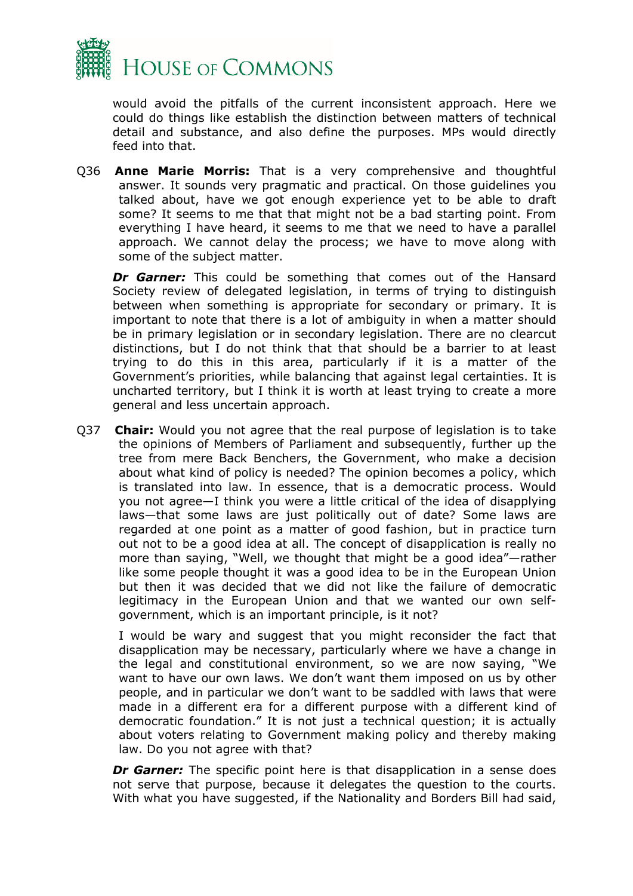would avoid the pitfalls of the current inconsistent approach. Here we could do things like establish the distinction between matters of technical detail and substance, and also define the purposes. MPs would directly feed into that.

Q36 **Anne Marie Morris:** That is a very comprehensive and thoughtful answer. It sounds very pragmatic and practical. On those guidelines you talked about, have we got enough experience yet to be able to draft some? It seems to me that that might not be a bad starting point. From everything I have heard, it seems to me that we need to have a parallel approach. We cannot delay the process; we have to move along with some of the subject matter.

***Dr Garner:*** This could be something that comes out of the Hansard Society review of delegated legislation, in terms of trying to distinguish between when something is appropriate for secondary or primary. It is important to note that there is a lot of ambiguity in when a matter should be in primary legislation or in secondary legislation. There are no clearcut distinctions, but I do not think that that should be a barrier to at least trying to do this in this area, particularly if it is a matter of the Government's priorities, while balancing that against legal certainties. It is uncharted territory, but I think it is worth at least trying to create a more general and less uncertain approach.

Q37 **Chair:** Would you not agree that the real purpose of legislation is to take the opinions of Members of Parliament and subsequently, further up the tree from mere Back Benchers, the Government, who make a decision about what kind of policy is needed? The opinion becomes a policy, which is translated into law. In essence, that is a democratic process. Would you not agree—I think you were a little critical of the idea of disapplying laws—that some laws are just politically out of date? Some laws are regarded at one point as a matter of good fashion, but in practice turn out not to be a good idea at all. The concept of disapplication is really no more than saying, "Well, we thought that might be a good idea"—rather like some people thought it was a good idea to be in the European Union but then it was decided that we did not like the failure of democratic legitimacy in the European Union and that we wanted our own self-government, which is an important principle, is it not?

I would be wary and suggest that you might reconsider the fact that disapplication may be necessary, particularly where we have a change in the legal and constitutional environment, so we are now saying, "We want to have our own laws. We don't want them imposed on us by other people, and in particular we don't want to be saddled with laws that were made in a different era for a different purpose with a different kind of democratic foundation." It is not just a technical question; it is actually about voters relating to Government making policy and thereby making law. Do you not agree with that?

***Dr Garner:*** The specific point here is that disapplication in a sense does not serve that purpose, because it delegates the question to the courts. With what you have suggested, if the Nationality and Borders Bill had said,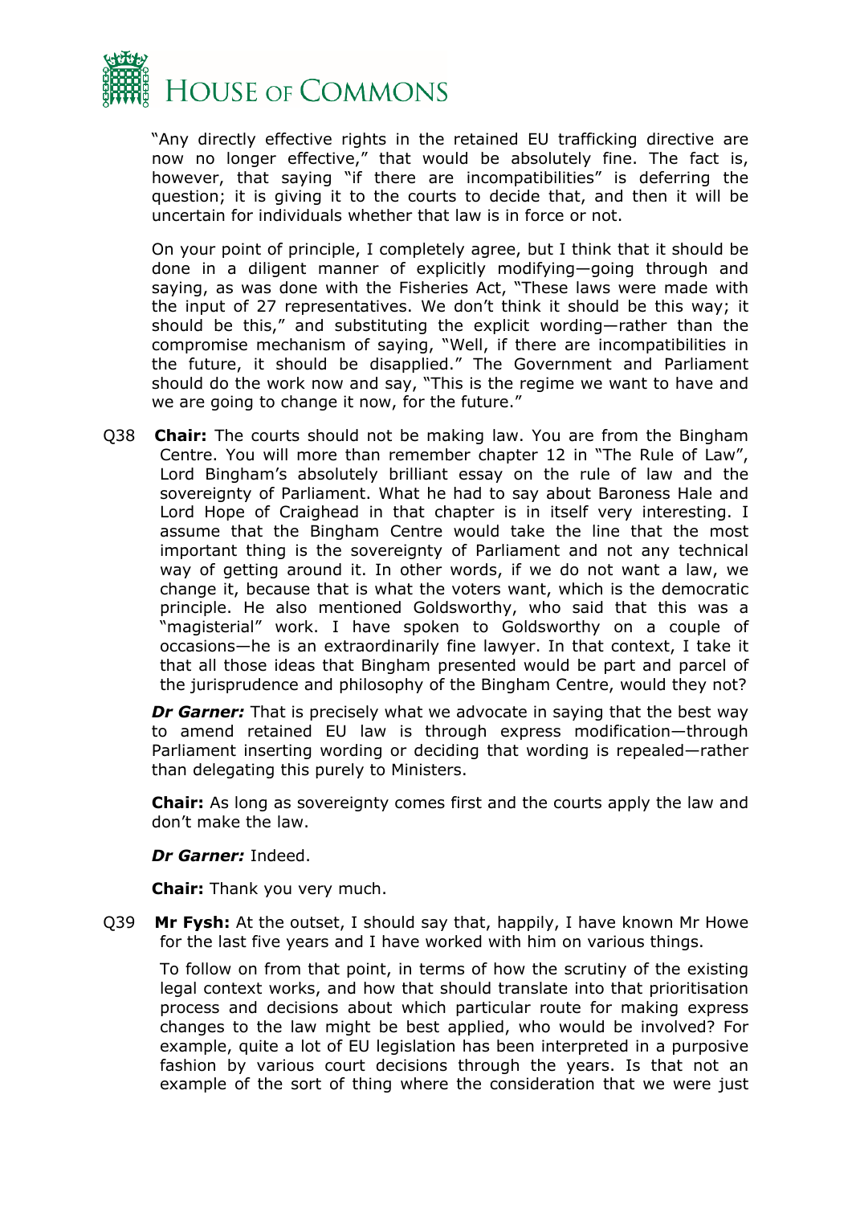"Any directly effective rights in the retained EU trafficking directive are now no longer effective," that would be absolutely fine. The fact is, however, that saying "if there are incompatibilities" is deferring the question; it is giving it to the courts to decide that, and then it will be uncertain for individuals whether that law is in force or not.

On your point of principle, I completely agree, but I think that it should be done in a diligent manner of explicitly modifying—going through and saying, as was done with the Fisheries Act, "These laws were made with the input of 27 representatives. We don't think it should be this way; it should be this," and substituting the explicit wording—rather than the compromise mechanism of saying, "Well, if there are incompatibilities in the future, it should be disapplied." The Government and Parliament should do the work now and say, "This is the regime we want to have and we are going to change it now, for the future."

Q38 **Chair:** The courts should not be making law. You are from the Bingham Centre. You will more than remember chapter 12 in "The Rule of Law", Lord Bingham's absolutely brilliant essay on the rule of law and the sovereignty of Parliament. What he had to say about Baroness Hale and Lord Hope of Craighead in that chapter is in itself very interesting. I assume that the Bingham Centre would take the line that the most important thing is the sovereignty of Parliament and not any technical way of getting around it. In other words, if we do not want a law, we change it, because that is what the voters want, which is the democratic principle. He also mentioned Goldsworthy, who said that this was a "magisterial" work. I have spoken to Goldsworthy on a couple of occasions—he is an extraordinarily fine lawyer. In that context, I take it that all those ideas that Bingham presented would be part and parcel of the jurisprudence and philosophy of the Bingham Centre, would they not?

***Dr Garner:*** That is precisely what we advocate in saying that the best way to amend retained EU law is through express modification—through Parliament inserting wording or deciding that wording is repealed—rather than delegating this purely to Ministers.

**Chair:** As long as sovereignty comes first and the courts apply the law and don't make the law.

***Dr Garner:*** Indeed.

**Chair:** Thank you very much.

Q39 **Mr Fysh:** At the outset, I should say that, happily, I have known Mr Howe for the last five years and I have worked with him on various things.

To follow on from that point, in terms of how the scrutiny of the existing legal context works, and how that should translate into that prioritisation process and decisions about which particular route for making express changes to the law might be best applied, who would be involved? For example, quite a lot of EU legislation has been interpreted in a purposive fashion by various court decisions through the years. Is that not an example of the sort of thing where the consideration that we were just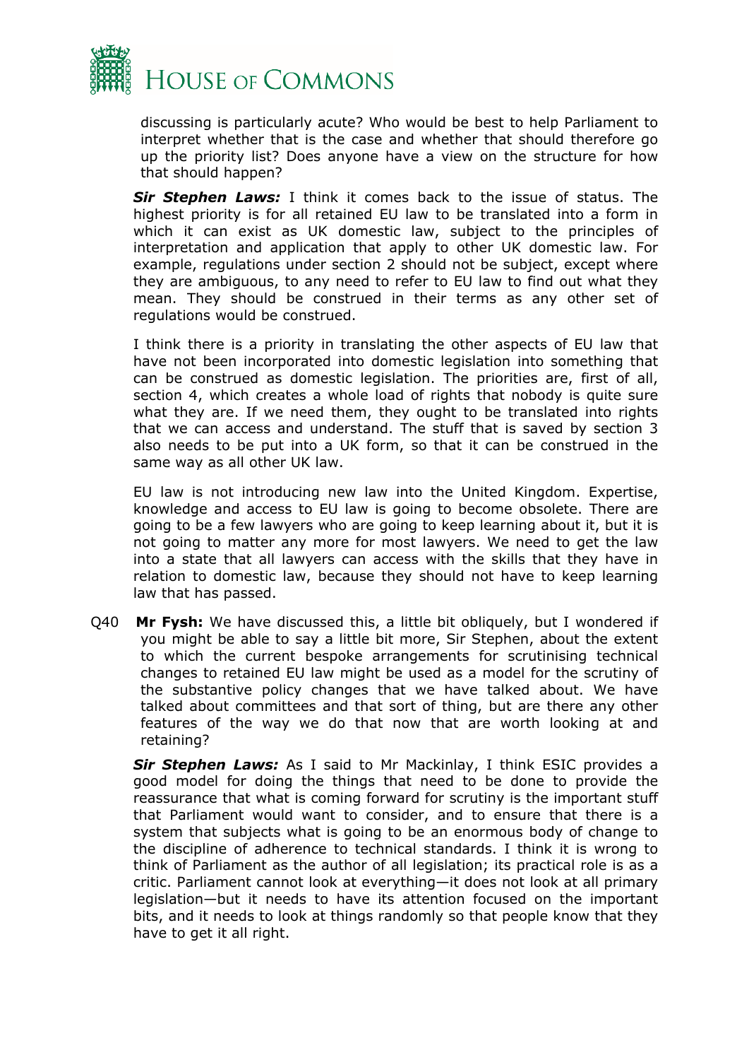discussing is particularly acute? Who would be best to help Parliament to interpret whether that is the case and whether that should therefore go up the priority list? Does anyone have a view on the structure for how that should happen?

***Sir Stephen Laws:*** I think it comes back to the issue of status. The highest priority is for all retained EU law to be translated into a form in which it can exist as UK domestic law, subject to the principles of interpretation and application that apply to other UK domestic law. For example, regulations under section 2 should not be subject, except where they are ambiguous, to any need to refer to EU law to find out what they mean. They should be construed in their terms as any other set of regulations would be construed.

I think there is a priority in translating the other aspects of EU law that have not been incorporated into domestic legislation into something that can be construed as domestic legislation. The priorities are, first of all, section 4, which creates a whole load of rights that nobody is quite sure what they are. If we need them, they ought to be translated into rights that we can access and understand. The stuff that is saved by section 3 also needs to be put into a UK form, so that it can be construed in the same way as all other UK law.

EU law is not introducing new law into the United Kingdom. Expertise, knowledge and access to EU law is going to become obsolete. There are going to be a few lawyers who are going to keep learning about it, but it is not going to matter any more for most lawyers. We need to get the law into a state that all lawyers can access with the skills that they have in relation to domestic law, because they should not have to keep learning law that has passed.

Q40 **Mr Fysh:** We have discussed this, a little bit obliquely, but I wondered if you might be able to say a little bit more, Sir Stephen, about the extent to which the current bespoke arrangements for scrutinising technical changes to retained EU law might be used as a model for the scrutiny of the substantive policy changes that we have talked about. We have talked about committees and that sort of thing, but are there any other features of the way we do that now that are worth looking at and retaining?

***Sir Stephen Laws:*** As I said to Mr Mackinlay, I think ESIC provides a good model for doing the things that need to be done to provide the reassurance that what is coming forward for scrutiny is the important stuff that Parliament would want to consider, and to ensure that there is a system that subjects what is going to be an enormous body of change to the discipline of adherence to technical standards. I think it is wrong to think of Parliament as the author of all legislation; its practical role is as a critic. Parliament cannot look at everything—it does not look at all primary legislation—but it needs to have its attention focused on the important bits, and it needs to look at things randomly so that people know that they have to get it all right.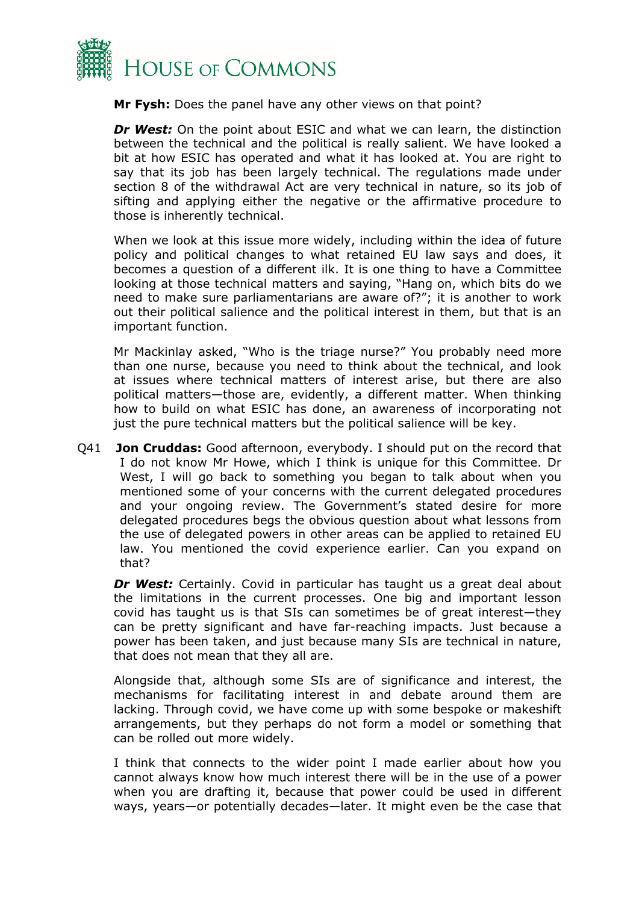**Mr Fysh:** Does the panel have any other views on that point?

***Dr West:*** On the point about ESIC and what we can learn, the distinction between the technical and the political is really salient. We have looked a bit at how ESIC has operated and what it has looked at. You are right to say that its job has been largely technical. The regulations made under section 8 of the withdrawal Act are very technical in nature, so its job of sifting and applying either the negative or the affirmative procedure to those is inherently technical.

When we look at this issue more widely, including within the idea of future policy and political changes to what retained EU law says and does, it becomes a question of a different ilk. It is one thing to have a Committee looking at those technical matters and saying, "Hang on, which bits do we need to make sure parliamentarians are aware of?"; it is another to work out their political salience and the political interest in them, but that is an important function.

Mr Mackinlay asked, "Who is the triage nurse?" You probably need more than one nurse, because you need to think about the technical, and look at issues where technical matters of interest arise, but there are also political matters—those are, evidently, a different matter. When thinking how to build on what ESIC has done, an awareness of incorporating not just the pure technical matters but the political salience will be key.

Q41 **Jon Cruddas:** Good afternoon, everybody. I should put on the record that I do not know Mr Howe, which I think is unique for this Committee. Dr West, I will go back to something you began to talk about when you mentioned some of your concerns with the current delegated procedures and your ongoing review. The Government's stated desire for more delegated procedures begs the obvious question about what lessons from the use of delegated powers in other areas can be applied to retained EU law. You mentioned the covid experience earlier. Can you expand on that?

***Dr West:*** Certainly. Covid in particular has taught us a great deal about the limitations in the current processes. One big and important lesson covid has taught us is that SIs can sometimes be of great interest—they can be pretty significant and have far-reaching impacts. Just because a power has been taken, and just because many SIs are technical in nature, that does not mean that they all are.

Alongside that, although some SIs are of significance and interest, the mechanisms for facilitating interest in and debate around them are lacking. Through covid, we have come up with some bespoke or makeshift arrangements, but they perhaps do not form a model or something that can be rolled out more widely.

I think that connects to the wider point I made earlier about how you cannot always know how much interest there will be in the use of a power when you are drafting it, because that power could be used in different ways, years—or potentially decades—later. It might even be the case that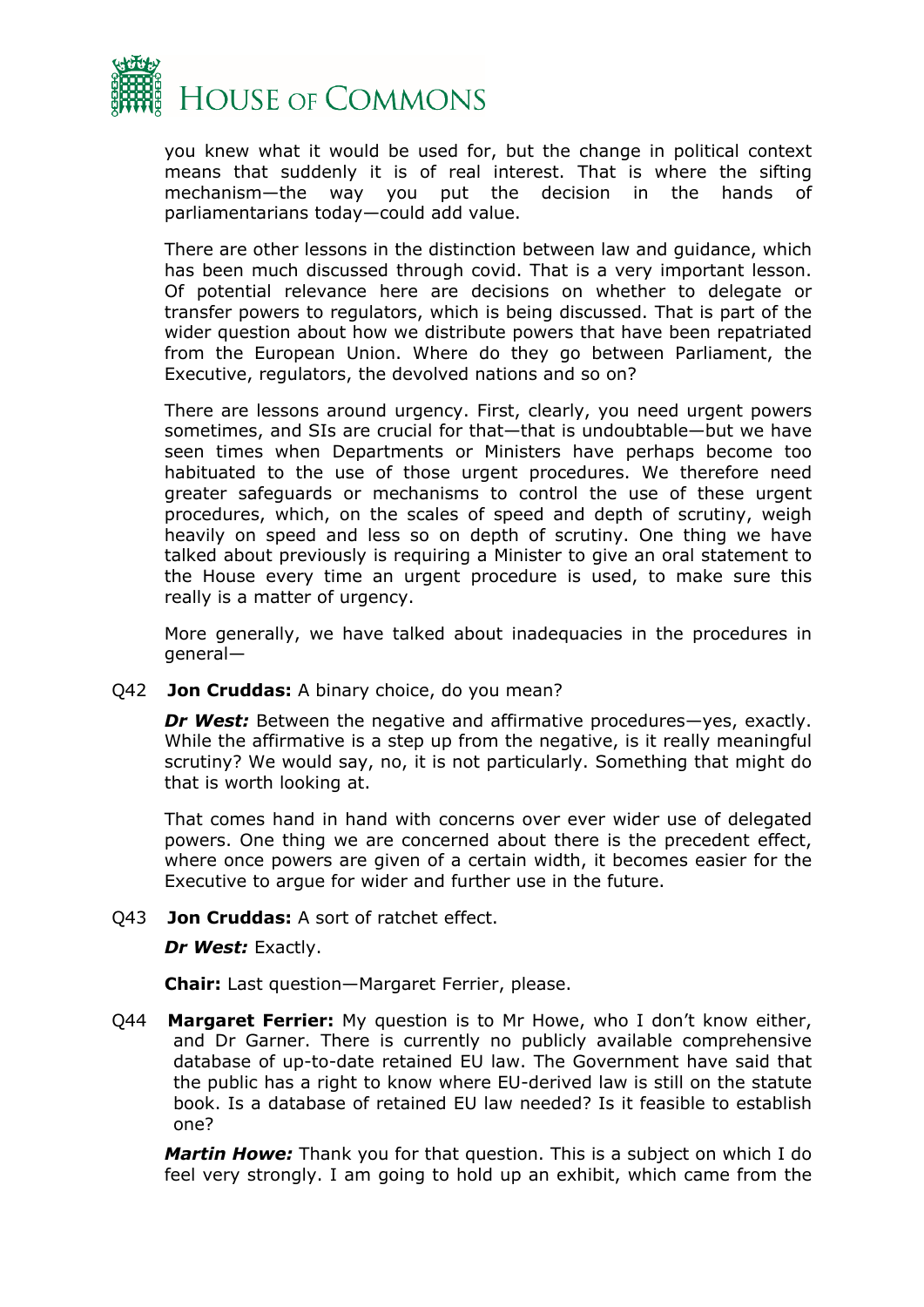you knew what it would be used for, but the change in political context means that suddenly it is of real interest. That is where the sifting mechanism—the way you put the decision in the hands of parliamentarians today—could add value.

There are other lessons in the distinction between law and guidance, which has been much discussed through covid. That is a very important lesson. Of potential relevance here are decisions on whether to delegate or transfer powers to regulators, which is being discussed. That is part of the wider question about how we distribute powers that have been repatriated from the European Union. Where do they go between Parliament, the Executive, regulators, the devolved nations and so on?

There are lessons around urgency. First, clearly, you need urgent powers sometimes, and SIs are crucial for that—that is undoubtable—but we have seen times when Departments or Ministers have perhaps become too habituated to the use of those urgent procedures. We therefore need greater safeguards or mechanisms to control the use of these urgent procedures, which, on the scales of speed and depth of scrutiny, weigh heavily on speed and less so on depth of scrutiny. One thing we have talked about previously is requiring a Minister to give an oral statement to the House every time an urgent procedure is used, to make sure this really is a matter of urgency.

More generally, we have talked about inadequacies in the procedures in general—

Q42 **Jon Cruddas:** A binary choice, do you mean?

***Dr West:*** Between the negative and affirmative procedures—yes, exactly. While the affirmative is a step up from the negative, is it really meaningful scrutiny? We would say, no, it is not particularly. Something that might do that is worth looking at.

That comes hand in hand with concerns over ever wider use of delegated powers. One thing we are concerned about there is the precedent effect, where once powers are given of a certain width, it becomes easier for the Executive to argue for wider and further use in the future.

Q43 **Jon Cruddas:** A sort of ratchet effect.

***Dr West:*** Exactly.

**Chair:** Last question—Margaret Ferrier, please.

Q44 **Margaret Ferrier:** My question is to Mr Howe, who I don't know either, and Dr Garner. There is currently no publicly available comprehensive database of up-to-date retained EU law. The Government have said that the public has a right to know where EU-derived law is still on the statute book. Is a database of retained EU law needed? Is it feasible to establish one?

***Martin Howe:*** Thank you for that question. This is a subject on which I do feel very strongly. I am going to hold up an exhibit, which came from the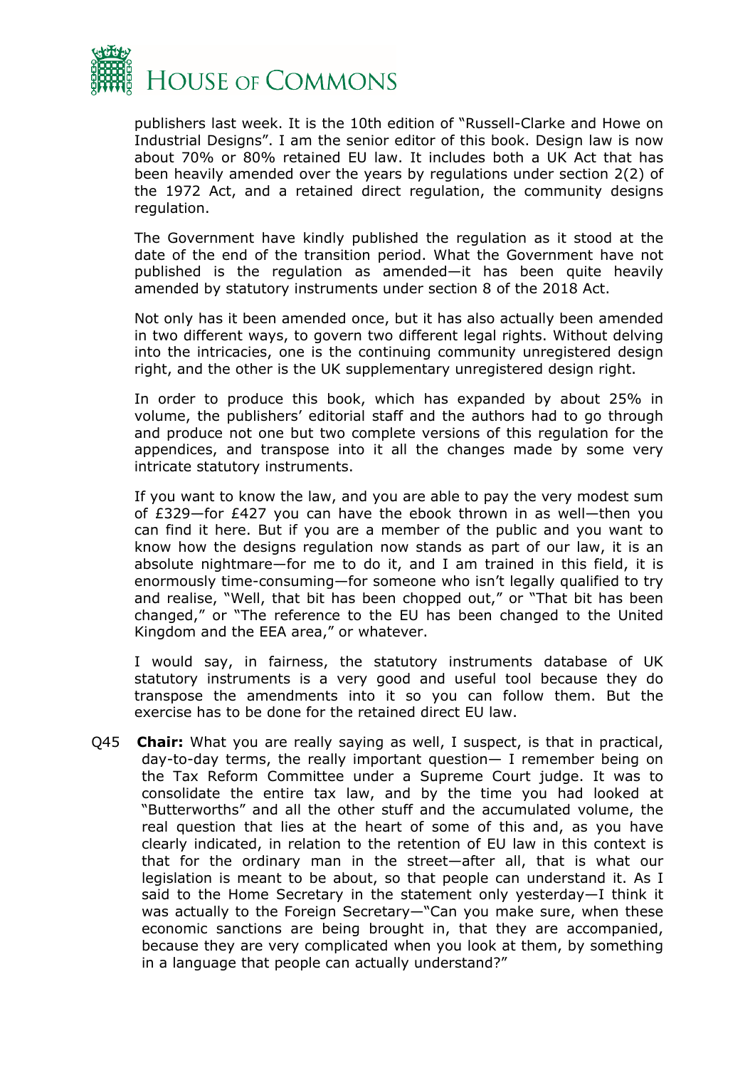publishers last week. It is the 10th edition of "Russell-Clarke and Howe on Industrial Designs". I am the senior editor of this book. Design law is now about 70% or 80% retained EU law. It includes both a UK Act that has been heavily amended over the years by regulations under section 2(2) of the 1972 Act, and a retained direct regulation, the community designs regulation.

The Government have kindly published the regulation as it stood at the date of the end of the transition period. What the Government have not published is the regulation as amended—it has been quite heavily amended by statutory instruments under section 8 of the 2018 Act.

Not only has it been amended once, but it has also actually been amended in two different ways, to govern two different legal rights. Without delving into the intricacies, one is the continuing community unregistered design right, and the other is the UK supplementary unregistered design right.

In order to produce this book, which has expanded by about 25% in volume, the publishers' editorial staff and the authors had to go through and produce not one but two complete versions of this regulation for the appendices, and transpose into it all the changes made by some very intricate statutory instruments.

If you want to know the law, and you are able to pay the very modest sum of £329—for £427 you can have the ebook thrown in as well—then you can find it here. But if you are a member of the public and you want to know how the designs regulation now stands as part of our law, it is an absolute nightmare—for me to do it, and I am trained in this field, it is enormously time-consuming—for someone who isn't legally qualified to try and realise, "Well, that bit has been chopped out," or "That bit has been changed," or "The reference to the EU has been changed to the United Kingdom and the EEA area," or whatever.

I would say, in fairness, the statutory instruments database of UK statutory instruments is a very good and useful tool because they do transpose the amendments into it so you can follow them. But the exercise has to be done for the retained direct EU law.

Q45 **Chair:** What you are really saying as well, I suspect, is that in practical, day-to-day terms, the really important question— I remember being on the Tax Reform Committee under a Supreme Court judge. It was to consolidate the entire tax law, and by the time you had looked at "Butterworths" and all the other stuff and the accumulated volume, the real question that lies at the heart of some of this and, as you have clearly indicated, in relation to the retention of EU law in this context is that for the ordinary man in the street—after all, that is what our legislation is meant to be about, so that people can understand it. As I said to the Home Secretary in the statement only yesterday—I think it was actually to the Foreign Secretary—"Can you make sure, when these economic sanctions are being brought in, that they are accompanied, because they are very complicated when you look at them, by something in a language that people can actually understand?"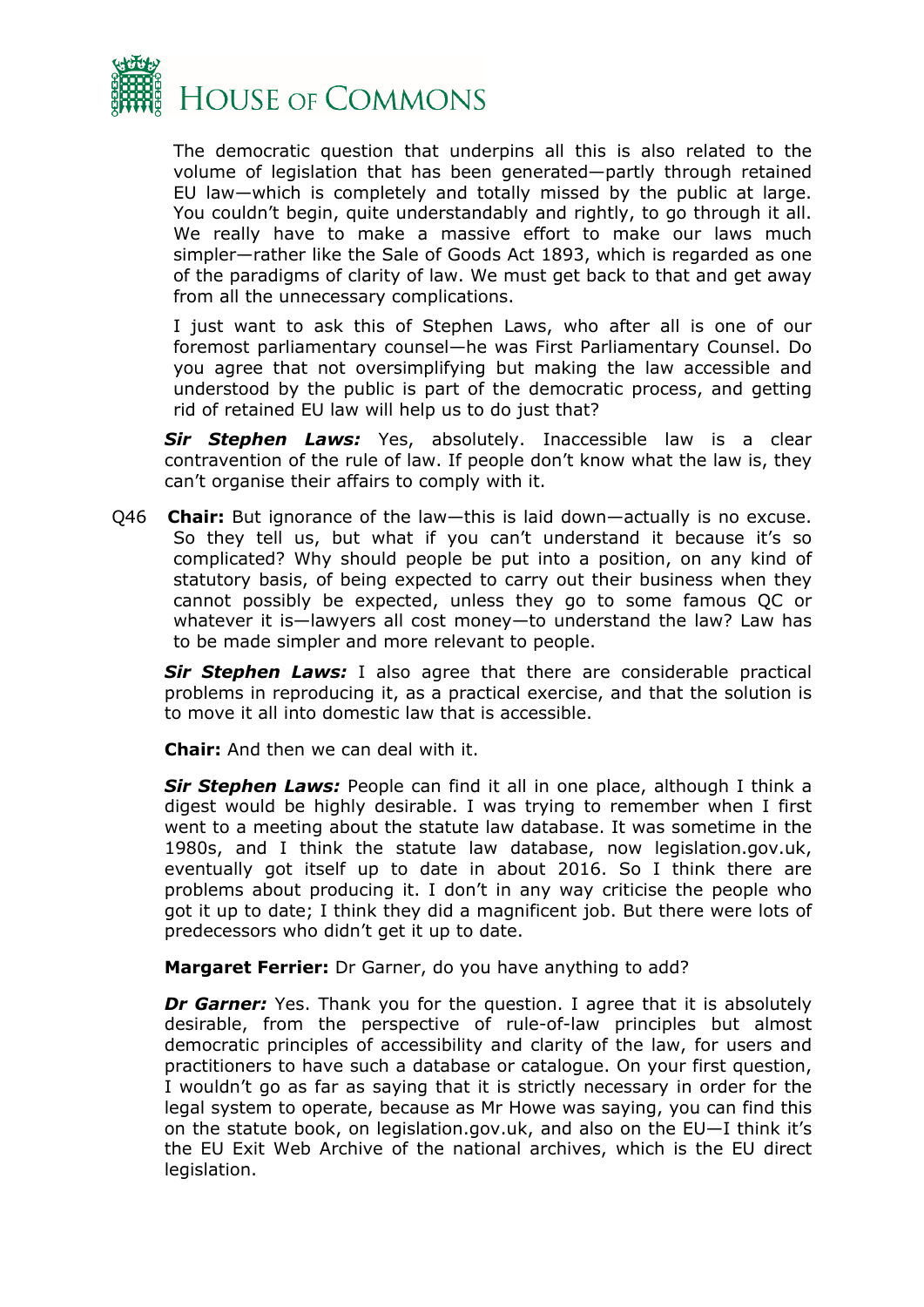The democratic question that underpins all this is also related to the volume of legislation that has been generated—partly through retained EU law—which is completely and totally missed by the public at large. You couldn't begin, quite understandably and rightly, to go through it all. We really have to make a massive effort to make our laws much simpler—rather like the Sale of Goods Act 1893, which is regarded as one of the paradigms of clarity of law. We must get back to that and get away from all the unnecessary complications.

I just want to ask this of Stephen Laws, who after all is one of our foremost parliamentary counsel—he was First Parliamentary Counsel. Do you agree that not oversimplifying but making the law accessible and understood by the public is part of the democratic process, and getting rid of retained EU law will help us to do just that?

***Sir Stephen Laws:*** Yes, absolutely. Inaccessible law is a clear contravention of the rule of law. If people don't know what the law is, they can't organise their affairs to comply with it.

Q46 **Chair:** But ignorance of the law—this is laid down—actually is no excuse. So they tell us, but what if you can't understand it because it's so complicated? Why should people be put into a position, on any kind of statutory basis, of being expected to carry out their business when they cannot possibly be expected, unless they go to some famous QC or whatever it is—lawyers all cost money—to understand the law? Law has to be made simpler and more relevant to people.

***Sir Stephen Laws:*** I also agree that there are considerable practical problems in reproducing it, as a practical exercise, and that the solution is to move it all into domestic law that is accessible.

**Chair:** And then we can deal with it.

***Sir Stephen Laws:*** People can find it all in one place, although I think a digest would be highly desirable. I was trying to remember when I first went to a meeting about the statute law database. It was sometime in the 1980s, and I think the statute law database, now legislation.gov.uk, eventually got itself up to date in about 2016. So I think there are problems about producing it. I don't in any way criticise the people who got it up to date; I think they did a magnificent job. But there were lots of predecessors who didn't get it up to date.

**Margaret Ferrier:** Dr Garner, do you have anything to add?

***Dr Garner:*** Yes. Thank you for the question. I agree that it is absolutely desirable, from the perspective of rule-of-law principles but almost democratic principles of accessibility and clarity of the law, for users and practitioners to have such a database or catalogue. On your first question, I wouldn't go as far as saying that it is strictly necessary in order for the legal system to operate, because as Mr Howe was saying, you can find this on the statute book, on legislation.gov.uk, and also on the EU—I think it's the EU Exit Web Archive of the national archives, which is the EU direct legislation.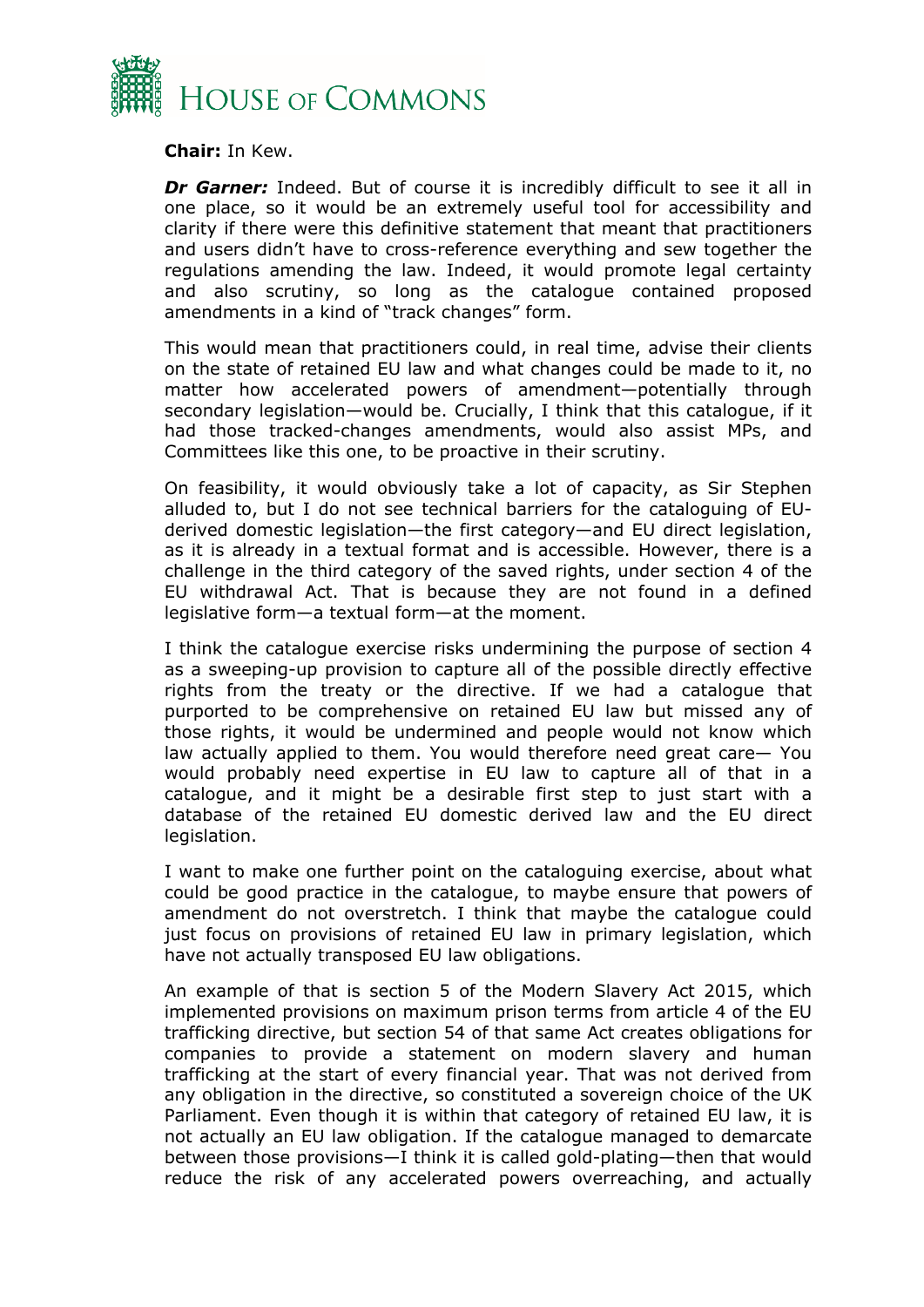**Chair:** In Kew.

***Dr Garner:*** Indeed. But of course it is incredibly difficult to see it all in one place, so it would be an extremely useful tool for accessibility and clarity if there were this definitive statement that meant that practitioners and users didn't have to cross-reference everything and sew together the regulations amending the law. Indeed, it would promote legal certainty and also scrutiny, so long as the catalogue contained proposed amendments in a kind of "track changes" form.

This would mean that practitioners could, in real time, advise their clients on the state of retained EU law and what changes could be made to it, no matter how accelerated powers of amendment—potentially through secondary legislation—would be. Crucially, I think that this catalogue, if it had those tracked-changes amendments, would also assist MPs, and Committees like this one, to be proactive in their scrutiny.

On feasibility, it would obviously take a lot of capacity, as Sir Stephen alluded to, but I do not see technical barriers for the cataloguing of EU-derived domestic legislation—the first category—and EU direct legislation, as it is already in a textual format and is accessible. However, there is a challenge in the third category of the saved rights, under section 4 of the EU withdrawal Act. That is because they are not found in a defined legislative form—a textual form—at the moment.

I think the catalogue exercise risks undermining the purpose of section 4 as a sweeping-up provision to capture all of the possible directly effective rights from the treaty or the directive. If we had a catalogue that purported to be comprehensive on retained EU law but missed any of those rights, it would be undermined and people would not know which law actually applied to them. You would therefore need great care— You would probably need expertise in EU law to capture all of that in a catalogue, and it might be a desirable first step to just start with a database of the retained EU domestic derived law and the EU direct legislation.

I want to make one further point on the cataloguing exercise, about what could be good practice in the catalogue, to maybe ensure that powers of amendment do not overstretch. I think that maybe the catalogue could just focus on provisions of retained EU law in primary legislation, which have not actually transposed EU law obligations.

An example of that is section 5 of the Modern Slavery Act 2015, which implemented provisions on maximum prison terms from article 4 of the EU trafficking directive, but section 54 of that same Act creates obligations for companies to provide a statement on modern slavery and human trafficking at the start of every financial year. That was not derived from any obligation in the directive, so constituted a sovereign choice of the UK Parliament. Even though it is within that category of retained EU law, it is not actually an EU law obligation. If the catalogue managed to demarcate between those provisions—I think it is called gold-plating—then that would reduce the risk of any accelerated powers overreaching, and actually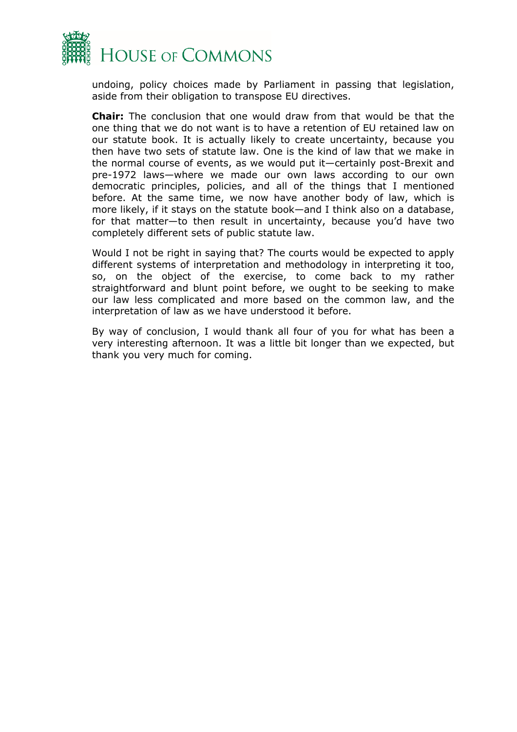undoing, policy choices made by Parliament in passing that legislation, aside from their obligation to transpose EU directives.

**Chair:** The conclusion that one would draw from that would be that the one thing that we do not want is to have a retention of EU retained law on our statute book. It is actually likely to create uncertainty, because you then have two sets of statute law. One is the kind of law that we make in the normal course of events, as we would put it—certainly post-Brexit and pre-1972 laws—where we made our own laws according to our own democratic principles, policies, and all of the things that I mentioned before. At the same time, we now have another body of law, which is more likely, if it stays on the statute book—and I think also on a database, for that matter—to then result in uncertainty, because you'd have two completely different sets of public statute law.

Would I not be right in saying that? The courts would be expected to apply different systems of interpretation and methodology in interpreting it too, so, on the object of the exercise, to come back to my rather straightforward and blunt point before, we ought to be seeking to make our law less complicated and more based on the common law, and the interpretation of law as we have understood it before.

By way of conclusion, I would thank all four of you for what has been a very interesting afternoon. It was a little bit longer than we expected, but thank you very much for coming.